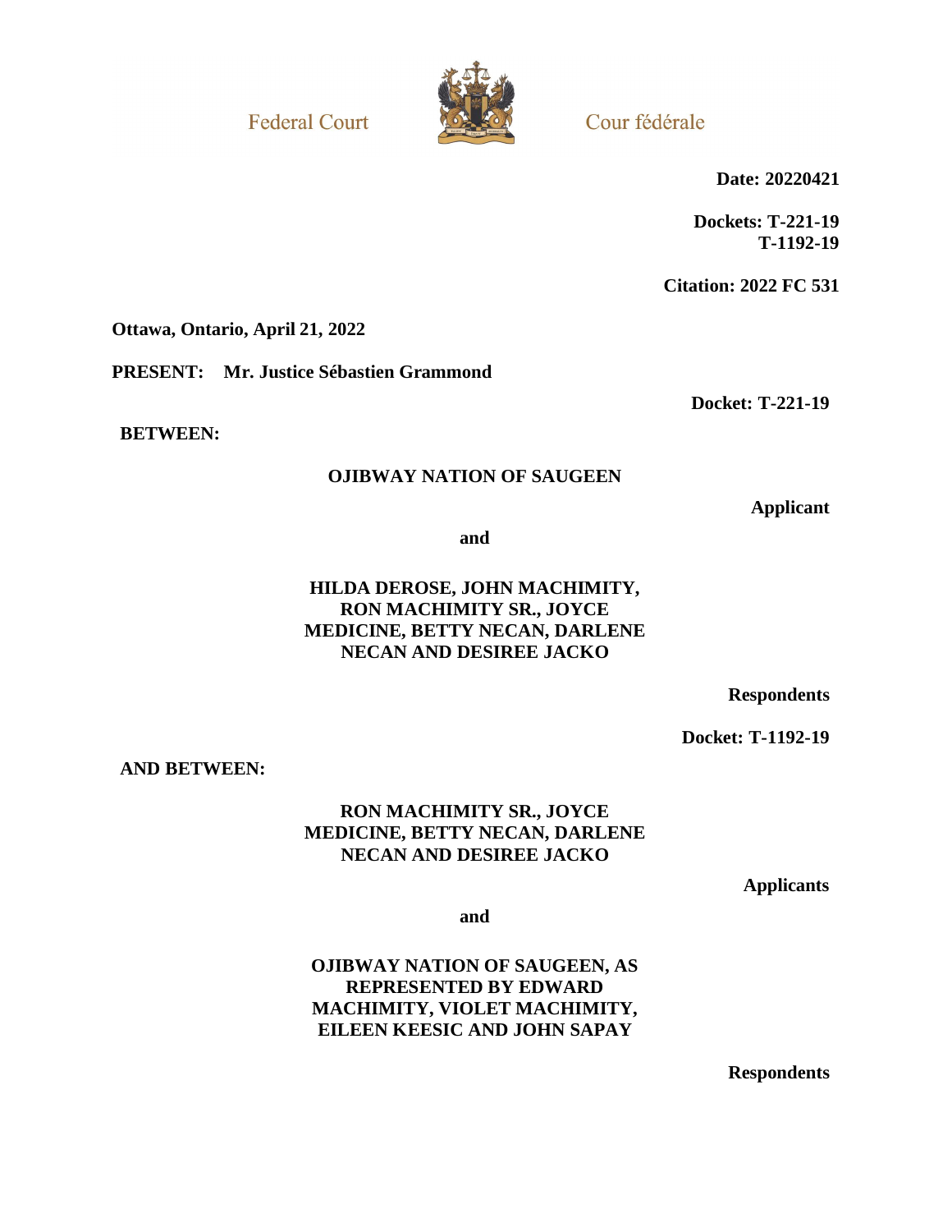Federal Court

Cour fédérale

**Date: 20220421**

**Dockets: T-221-19**
**T-1192-19**

**Citation: 2022 FC 531**

**Ottawa, Ontario, April 21, 2022**

**PRESENT: Mr. Justice Sébastien Grammond**

**Docket: T-221-19**

**BETWEEN:**

**OJIBWAY NATION OF SAUGEEN**

**Applicant**

**and**

**HILDA DEROSE, JOHN MACHIMITY, RON MACHIMITY SR., JOYCE MEDICINE, BETTY NECAN, DARLENE NECAN AND DESIREE JACKO**

**Respondents**

**Docket: T-1192-19**

**AND BETWEEN:**

**RON MACHIMITY SR., JOYCE MEDICINE, BETTY NECAN, DARLENE NECAN AND DESIREE JACKO**

**Applicants**

**and**

**OJIBWAY NATION OF SAUGEEN, AS REPRESENTED BY EDWARD MACHIMITY, VIOLET MACHIMITY, EILEEN KEESIC AND JOHN SAPAY**

**Respondents**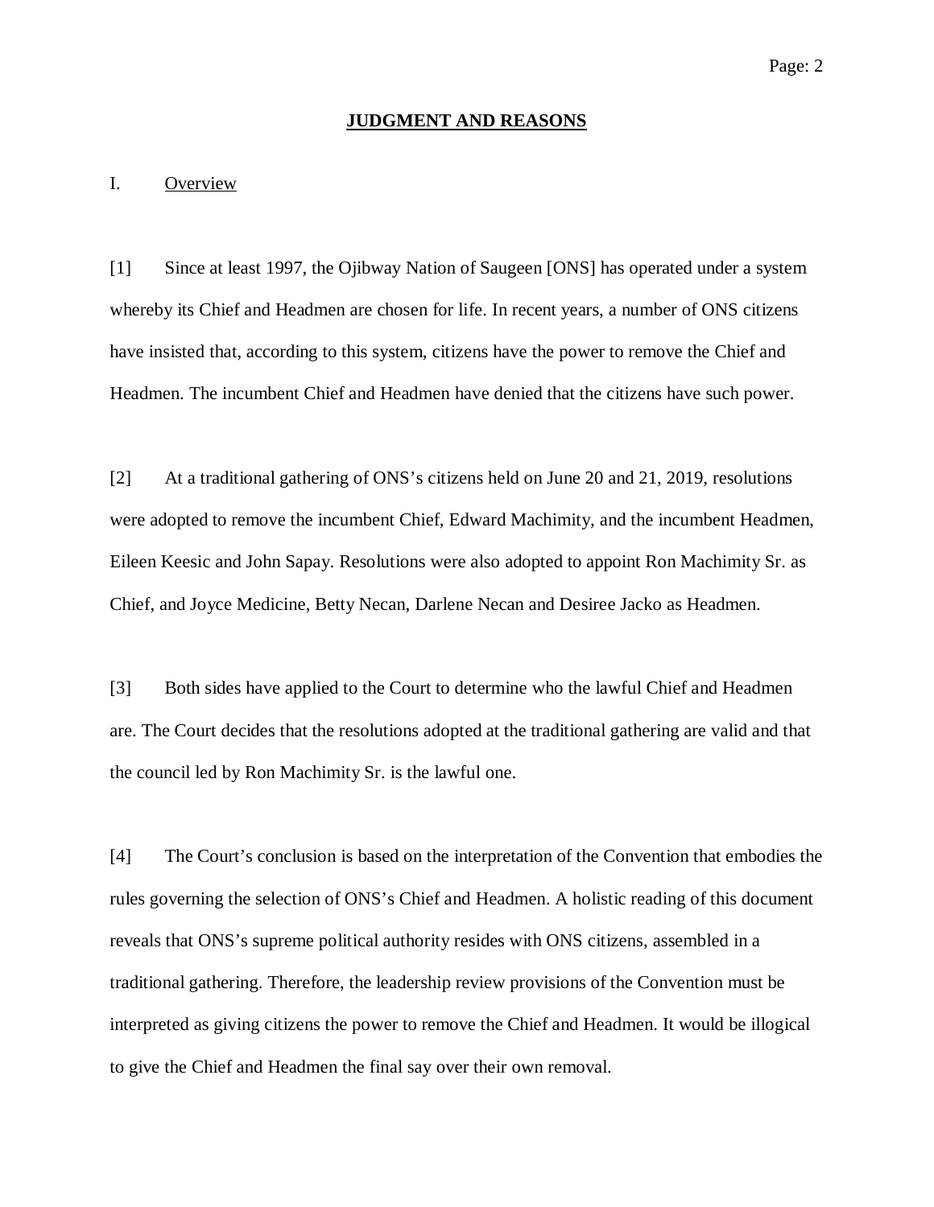## JUDGMENT AND REASONS

### I. Overview

[1] Since at least 1997, the Ojibway Nation of Saugeen [ONS] has operated under a system whereby its Chief and Headmen are chosen for life. In recent years, a number of ONS citizens have insisted that, according to this system, citizens have the power to remove the Chief and Headmen. The incumbent Chief and Headmen have denied that the citizens have such power.

[2] At a traditional gathering of ONS's citizens held on June 20 and 21, 2019, resolutions were adopted to remove the incumbent Chief, Edward Machimity, and the incumbent Headmen, Eileen Keesic and John Sapay. Resolutions were also adopted to appoint Ron Machimity Sr. as Chief, and Joyce Medicine, Betty Necan, Darlene Necan and Desiree Jacko as Headmen.

[3] Both sides have applied to the Court to determine who the lawful Chief and Headmen are. The Court decides that the resolutions adopted at the traditional gathering are valid and that the council led by Ron Machimity Sr. is the lawful one.

[4] The Court's conclusion is based on the interpretation of the Convention that embodies the rules governing the selection of ONS's Chief and Headmen. A holistic reading of this document reveals that ONS's supreme political authority resides with ONS citizens, assembled in a traditional gathering. Therefore, the leadership review provisions of the Convention must be interpreted as giving citizens the power to remove the Chief and Headmen. It would be illogical to give the Chief and Headmen the final say over their own removal.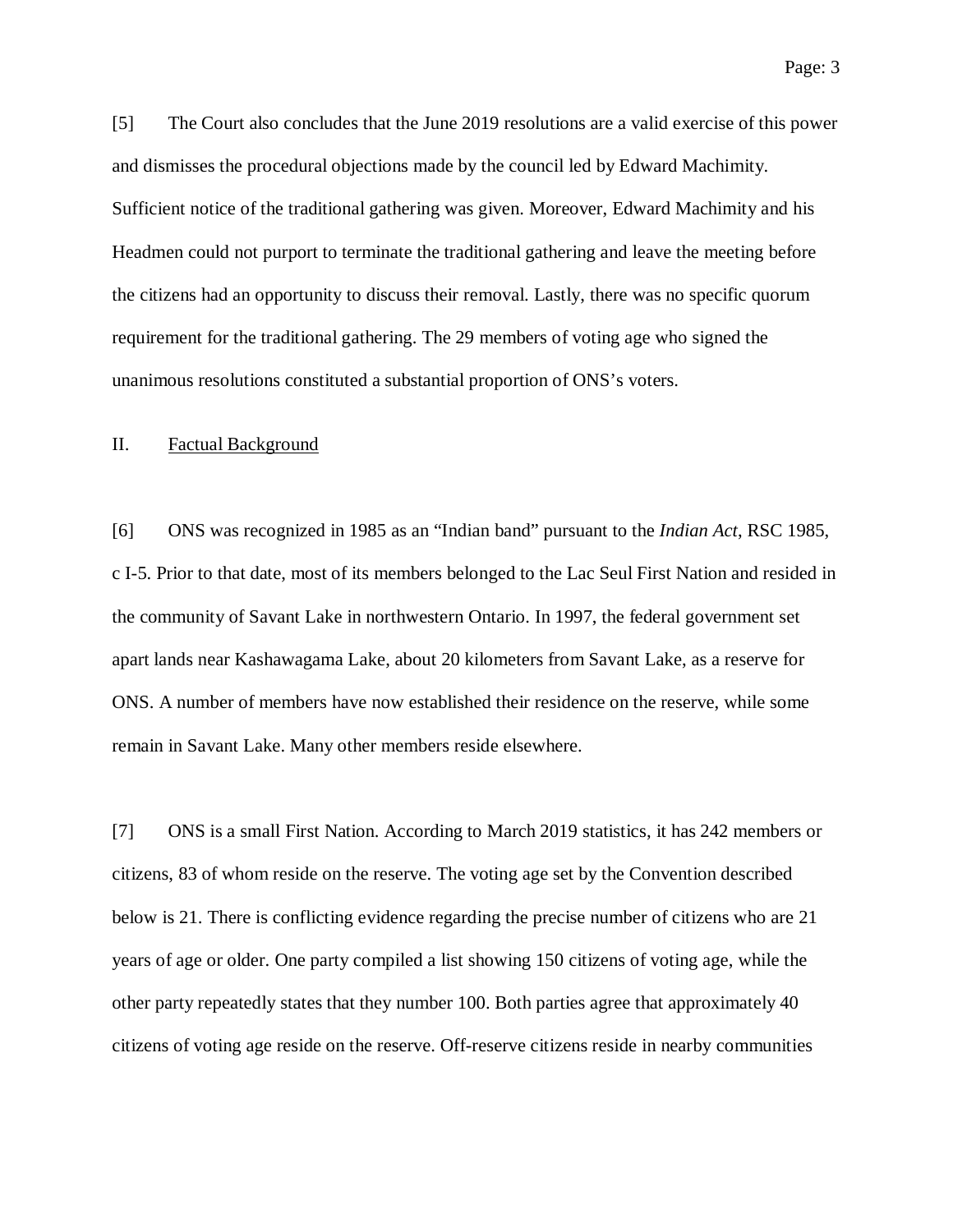[5] The Court also concludes that the June 2019 resolutions are a valid exercise of this power and dismisses the procedural objections made by the council led by Edward Machimity. Sufficient notice of the traditional gathering was given. Moreover, Edward Machimity and his Headmen could not purport to terminate the traditional gathering and leave the meeting before the citizens had an opportunity to discuss their removal. Lastly, there was no specific quorum requirement for the traditional gathering. The 29 members of voting age who signed the unanimous resolutions constituted a substantial proportion of ONS's voters.

## II. Factual Background

[6] ONS was recognized in 1985 as an "Indian band" pursuant to the *Indian Act*, RSC 1985, c I-5. Prior to that date, most of its members belonged to the Lac Seul First Nation and resided in the community of Savant Lake in northwestern Ontario. In 1997, the federal government set apart lands near Kashawagama Lake, about 20 kilometers from Savant Lake, as a reserve for ONS. A number of members have now established their residence on the reserve, while some remain in Savant Lake. Many other members reside elsewhere.

[7] ONS is a small First Nation. According to March 2019 statistics, it has 242 members or citizens, 83 of whom reside on the reserve. The voting age set by the Convention described below is 21. There is conflicting evidence regarding the precise number of citizens who are 21 years of age or older. One party compiled a list showing 150 citizens of voting age, while the other party repeatedly states that they number 100. Both parties agree that approximately 40 citizens of voting age reside on the reserve. Off-reserve citizens reside in nearby communities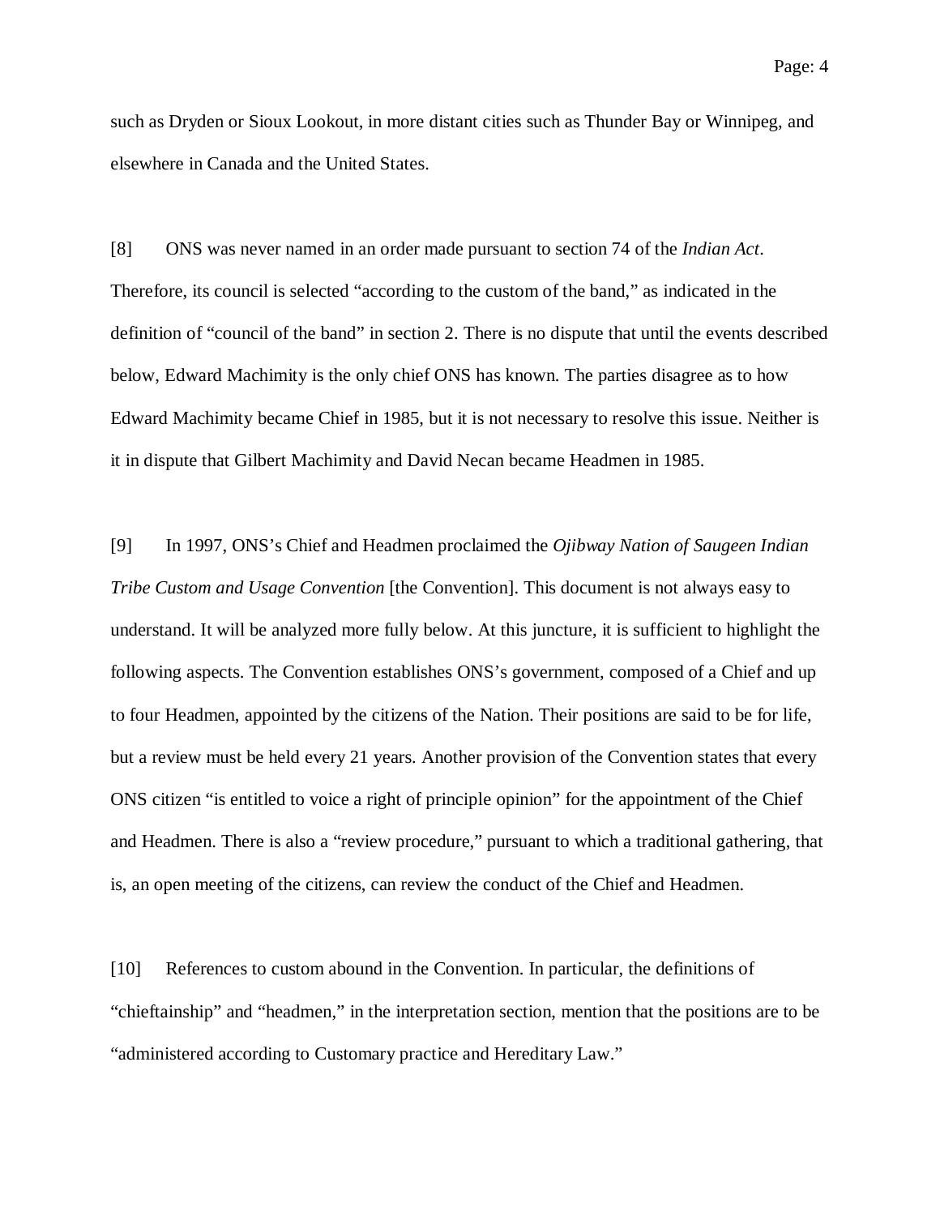such as Dryden or Sioux Lookout, in more distant cities such as Thunder Bay or Winnipeg, and elsewhere in Canada and the United States.

[8] ONS was never named in an order made pursuant to section 74 of the *Indian Act*. Therefore, its council is selected "according to the custom of the band," as indicated in the definition of "council of the band" in section 2. There is no dispute that until the events described below, Edward Machimity is the only chief ONS has known. The parties disagree as to how Edward Machimity became Chief in 1985, but it is not necessary to resolve this issue. Neither is it in dispute that Gilbert Machimity and David Necan became Headmen in 1985.

[9] In 1997, ONS's Chief and Headmen proclaimed the *Ojibway Nation of Saugeen Indian Tribe Custom and Usage Convention* [the Convention]. This document is not always easy to understand. It will be analyzed more fully below. At this juncture, it is sufficient to highlight the following aspects. The Convention establishes ONS's government, composed of a Chief and up to four Headmen, appointed by the citizens of the Nation. Their positions are said to be for life, but a review must be held every 21 years. Another provision of the Convention states that every ONS citizen "is entitled to voice a right of principle opinion" for the appointment of the Chief and Headmen. There is also a "review procedure," pursuant to which a traditional gathering, that is, an open meeting of the citizens, can review the conduct of the Chief and Headmen.

[10] References to custom abound in the Convention. In particular, the definitions of "chieftainship" and "headmen," in the interpretation section, mention that the positions are to be "administered according to Customary practice and Hereditary Law."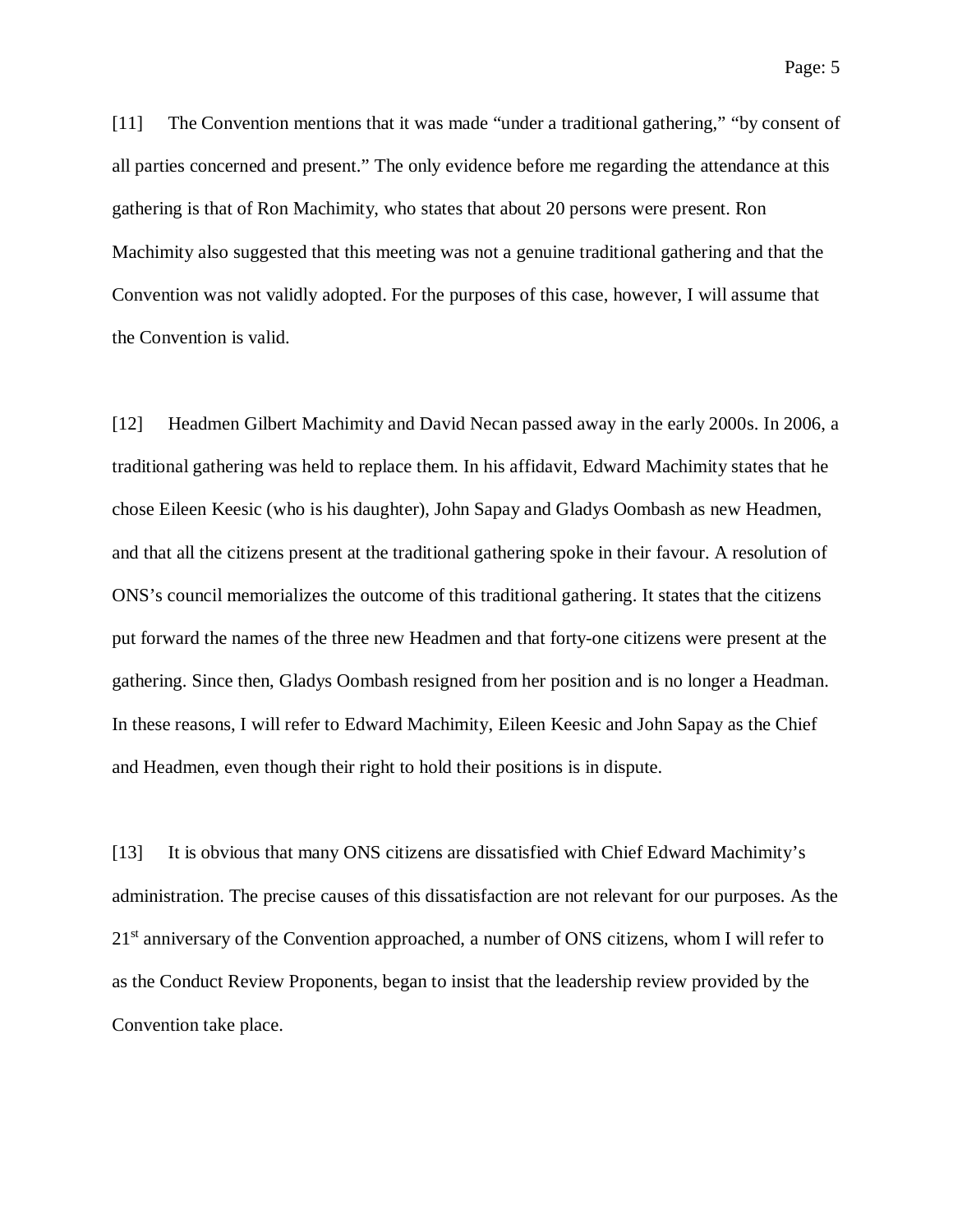[11] The Convention mentions that it was made "under a traditional gathering," "by consent of all parties concerned and present." The only evidence before me regarding the attendance at this gathering is that of Ron Machimity, who states that about 20 persons were present. Ron Machimity also suggested that this meeting was not a genuine traditional gathering and that the Convention was not validly adopted. For the purposes of this case, however, I will assume that the Convention is valid.

[12] Headmen Gilbert Machimity and David Necan passed away in the early 2000s. In 2006, a traditional gathering was held to replace them. In his affidavit, Edward Machimity states that he chose Eileen Keesic (who is his daughter), John Sapay and Gladys Oombash as new Headmen, and that all the citizens present at the traditional gathering spoke in their favour. A resolution of ONS's council memorializes the outcome of this traditional gathering. It states that the citizens put forward the names of the three new Headmen and that forty-one citizens were present at the gathering. Since then, Gladys Oombash resigned from her position and is no longer a Headman. In these reasons, I will refer to Edward Machimity, Eileen Keesic and John Sapay as the Chief and Headmen, even though their right to hold their positions is in dispute.

[13] It is obvious that many ONS citizens are dissatisfied with Chief Edward Machimity's administration. The precise causes of this dissatisfaction are not relevant for our purposes. As the 21st anniversary of the Convention approached, a number of ONS citizens, whom I will refer to as the Conduct Review Proponents, began to insist that the leadership review provided by the Convention take place.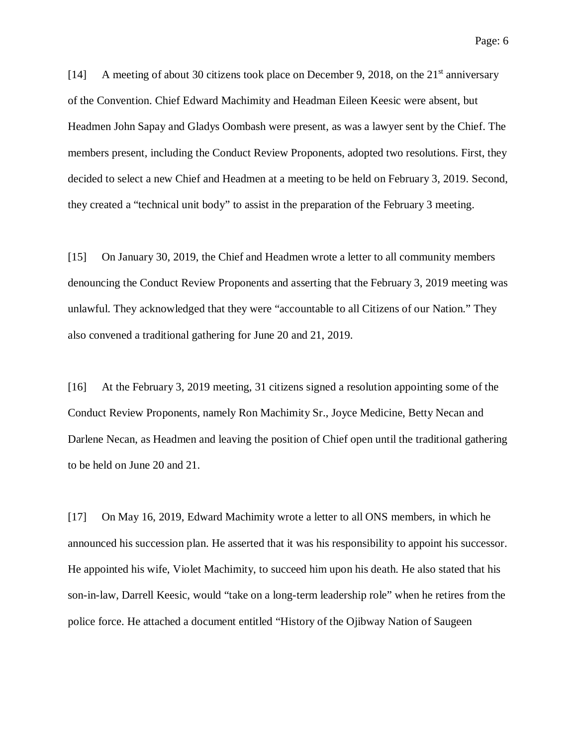[14] A meeting of about 30 citizens took place on December 9, 2018, on the 21st anniversary of the Convention. Chief Edward Machimity and Headman Eileen Keesic were absent, but Headmen John Sapay and Gladys Oombash were present, as was a lawyer sent by the Chief. The members present, including the Conduct Review Proponents, adopted two resolutions. First, they decided to select a new Chief and Headmen at a meeting to be held on February 3, 2019. Second, they created a "technical unit body" to assist in the preparation of the February 3 meeting.

[15] On January 30, 2019, the Chief and Headmen wrote a letter to all community members denouncing the Conduct Review Proponents and asserting that the February 3, 2019 meeting was unlawful. They acknowledged that they were "accountable to all Citizens of our Nation." They also convened a traditional gathering for June 20 and 21, 2019.

[16] At the February 3, 2019 meeting, 31 citizens signed a resolution appointing some of the Conduct Review Proponents, namely Ron Machimity Sr., Joyce Medicine, Betty Necan and Darlene Necan, as Headmen and leaving the position of Chief open until the traditional gathering to be held on June 20 and 21.

[17] On May 16, 2019, Edward Machimity wrote a letter to all ONS members, in which he announced his succession plan. He asserted that it was his responsibility to appoint his successor. He appointed his wife, Violet Machimity, to succeed him upon his death. He also stated that his son-in-law, Darrell Keesic, would "take on a long-term leadership role" when he retires from the police force. He attached a document entitled "History of the Ojibway Nation of Saugeen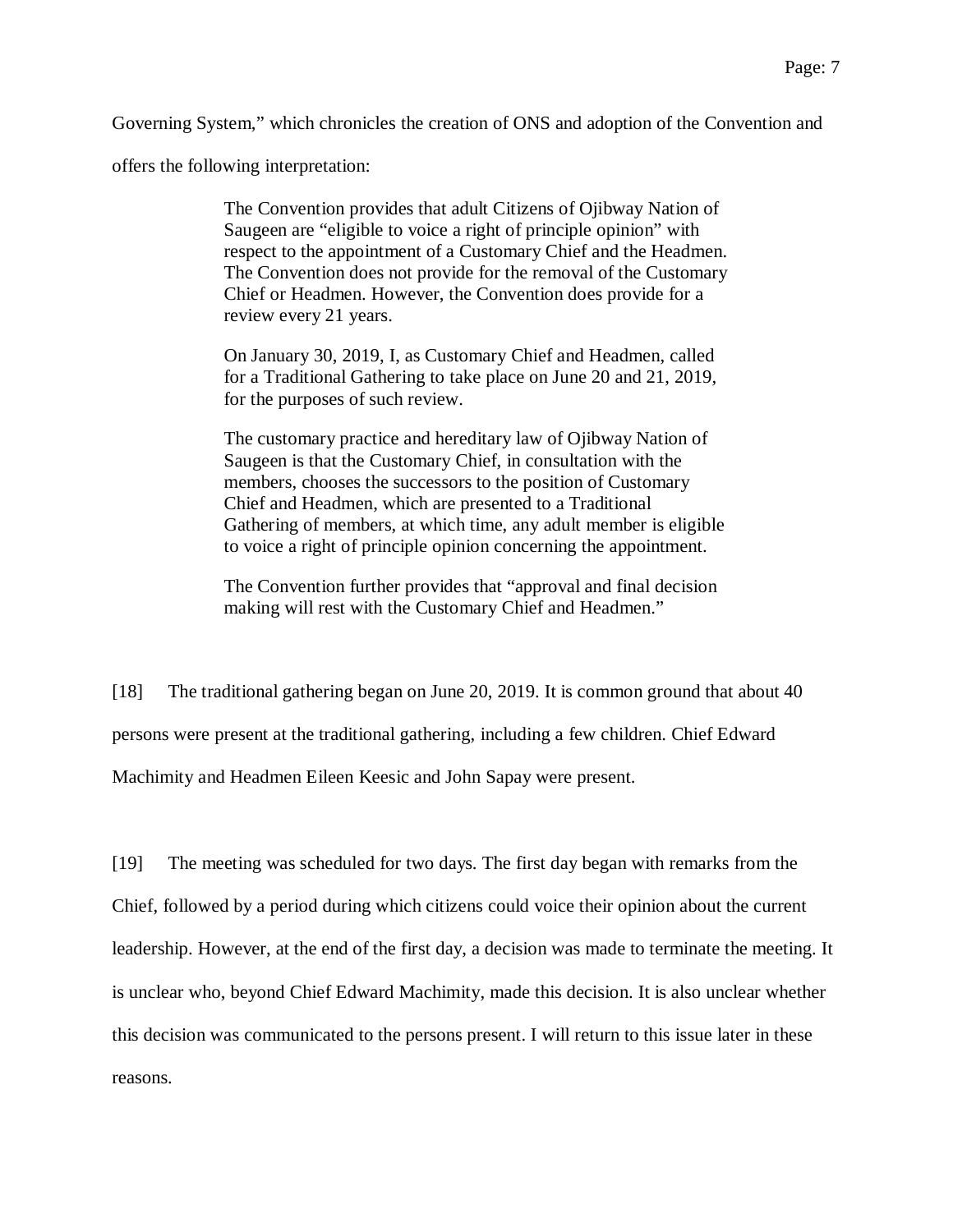Governing System," which chronicles the creation of ONS and adoption of the Convention and offers the following interpretation:

> The Convention provides that adult Citizens of Ojibway Nation of Saugeen are "eligible to voice a right of principle opinion" with respect to the appointment of a Customary Chief and the Headmen. The Convention does not provide for the removal of the Customary Chief or Headmen. However, the Convention does provide for a review every 21 years.
>
> On January 30, 2019, I, as Customary Chief and Headmen, called for a Traditional Gathering to take place on June 20 and 21, 2019, for the purposes of such review.
>
> The customary practice and hereditary law of Ojibway Nation of Saugeen is that the Customary Chief, in consultation with the members, chooses the successors to the position of Customary Chief and Headmen, which are presented to a Traditional Gathering of members, at which time, any adult member is eligible to voice a right of principle opinion concerning the appointment.
>
> The Convention further provides that "approval and final decision making will rest with the Customary Chief and Headmen."

[18] The traditional gathering began on June 20, 2019. It is common ground that about 40 persons were present at the traditional gathering, including a few children. Chief Edward Machimity and Headmen Eileen Keesic and John Sapay were present.

[19] The meeting was scheduled for two days. The first day began with remarks from the Chief, followed by a period during which citizens could voice their opinion about the current leadership. However, at the end of the first day, a decision was made to terminate the meeting. It is unclear who, beyond Chief Edward Machimity, made this decision. It is also unclear whether this decision was communicated to the persons present. I will return to this issue later in these reasons.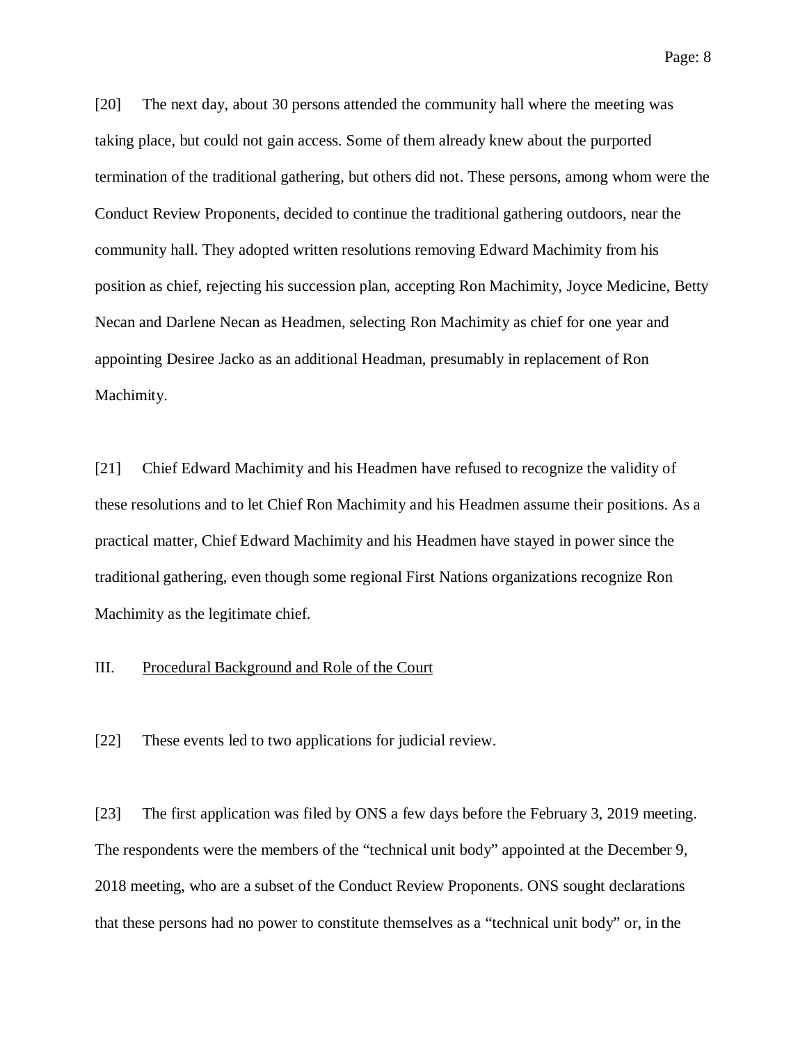[20] The next day, about 30 persons attended the community hall where the meeting was taking place, but could not gain access. Some of them already knew about the purported termination of the traditional gathering, but others did not. These persons, among whom were the Conduct Review Proponents, decided to continue the traditional gathering outdoors, near the community hall. They adopted written resolutions removing Edward Machimity from his position as chief, rejecting his succession plan, accepting Ron Machimity, Joyce Medicine, Betty Necan and Darlene Necan as Headmen, selecting Ron Machimity as chief for one year and appointing Desiree Jacko as an additional Headman, presumably in replacement of Ron Machimity.

[21] Chief Edward Machimity and his Headmen have refused to recognize the validity of these resolutions and to let Chief Ron Machimity and his Headmen assume their positions. As a practical matter, Chief Edward Machimity and his Headmen have stayed in power since the traditional gathering, even though some regional First Nations organizations recognize Ron Machimity as the legitimate chief.

## III. Procedural Background and Role of the Court

[22] These events led to two applications for judicial review.

[23] The first application was filed by ONS a few days before the February 3, 2019 meeting. The respondents were the members of the "technical unit body" appointed at the December 9, 2018 meeting, who are a subset of the Conduct Review Proponents. ONS sought declarations that these persons had no power to constitute themselves as a "technical unit body" or, in the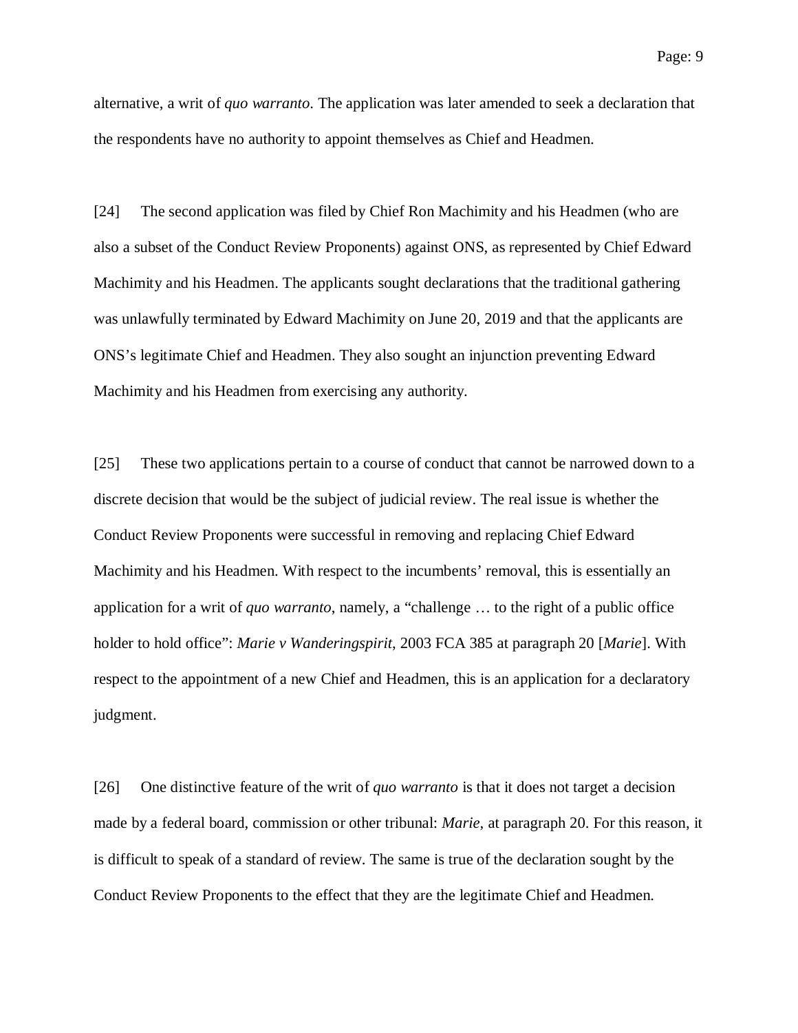alternative, a writ of *quo warranto*. The application was later amended to seek a declaration that the respondents have no authority to appoint themselves as Chief and Headmen.

[24] The second application was filed by Chief Ron Machimity and his Headmen (who are also a subset of the Conduct Review Proponents) against ONS, as represented by Chief Edward Machimity and his Headmen. The applicants sought declarations that the traditional gathering was unlawfully terminated by Edward Machimity on June 20, 2019 and that the applicants are ONS's legitimate Chief and Headmen. They also sought an injunction preventing Edward Machimity and his Headmen from exercising any authority.

[25] These two applications pertain to a course of conduct that cannot be narrowed down to a discrete decision that would be the subject of judicial review. The real issue is whether the Conduct Review Proponents were successful in removing and replacing Chief Edward Machimity and his Headmen. With respect to the incumbents' removal, this is essentially an application for a writ of *quo warranto*, namely, a "challenge … to the right of a public office holder to hold office": *Marie v Wanderingspirit*, 2003 FCA 385 at paragraph 20 [*Marie*]. With respect to the appointment of a new Chief and Headmen, this is an application for a declaratory judgment.

[26] One distinctive feature of the writ of *quo warranto* is that it does not target a decision made by a federal board, commission or other tribunal: *Marie*, at paragraph 20. For this reason, it is difficult to speak of a standard of review. The same is true of the declaration sought by the Conduct Review Proponents to the effect that they are the legitimate Chief and Headmen.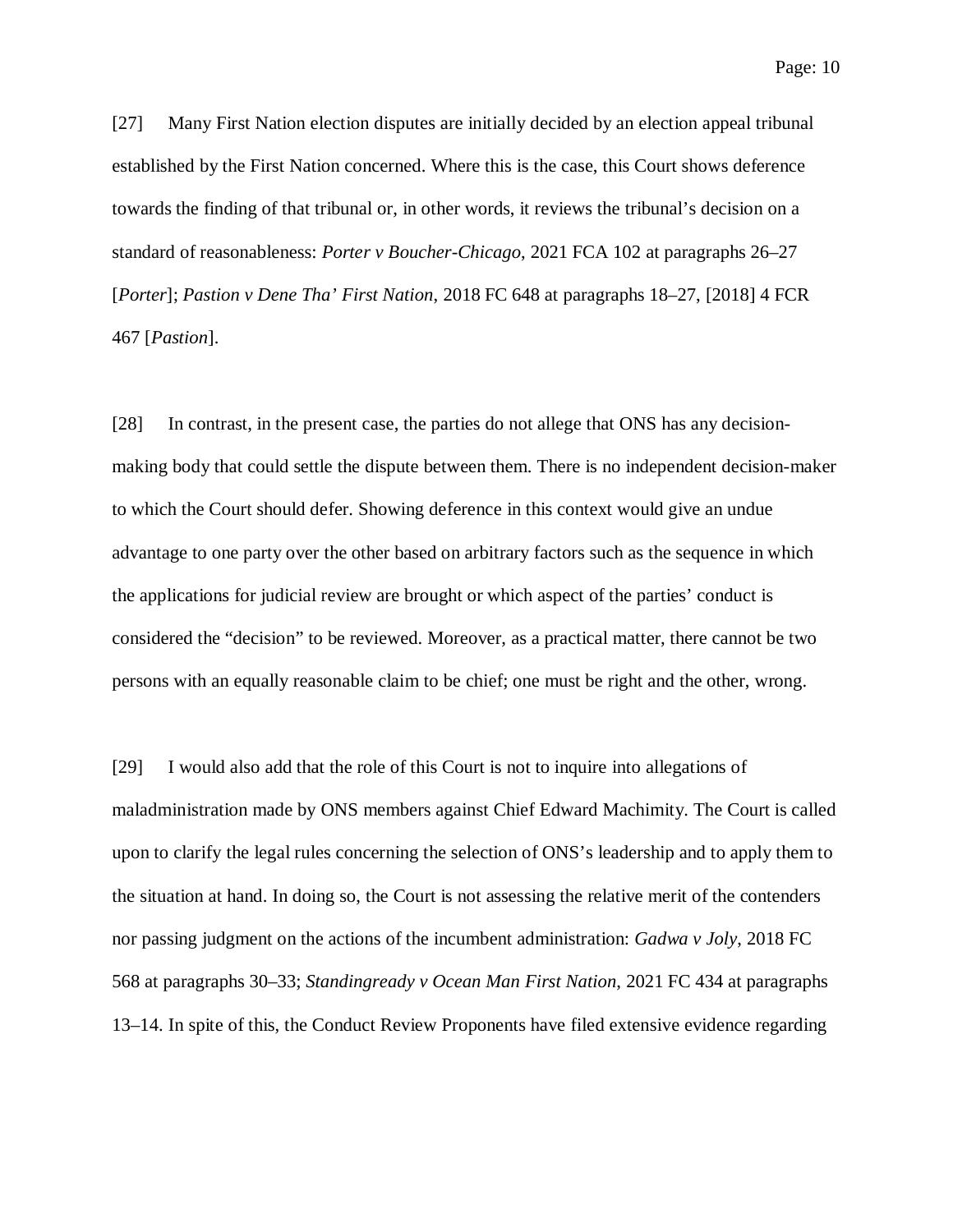[27] Many First Nation election disputes are initially decided by an election appeal tribunal established by the First Nation concerned. Where this is the case, this Court shows deference towards the finding of that tribunal or, in other words, it reviews the tribunal's decision on a standard of reasonableness: *Porter v Boucher-Chicago*, 2021 FCA 102 at paragraphs 26–27 [*Porter*]; *Pastion v Dene Tha' First Nation*, 2018 FC 648 at paragraphs 18–27, [2018] 4 FCR 467 [*Pastion*].

[28] In contrast, in the present case, the parties do not allege that ONS has any decision-making body that could settle the dispute between them. There is no independent decision-maker to which the Court should defer. Showing deference in this context would give an undue advantage to one party over the other based on arbitrary factors such as the sequence in which the applications for judicial review are brought or which aspect of the parties' conduct is considered the "decision" to be reviewed. Moreover, as a practical matter, there cannot be two persons with an equally reasonable claim to be chief; one must be right and the other, wrong.

[29] I would also add that the role of this Court is not to inquire into allegations of maladministration made by ONS members against Chief Edward Machimity. The Court is called upon to clarify the legal rules concerning the selection of ONS's leadership and to apply them to the situation at hand. In doing so, the Court is not assessing the relative merit of the contenders nor passing judgment on the actions of the incumbent administration: *Gadwa v Joly*, 2018 FC 568 at paragraphs 30–33; *Standingready v Ocean Man First Nation*, 2021 FC 434 at paragraphs 13–14. In spite of this, the Conduct Review Proponents have filed extensive evidence regarding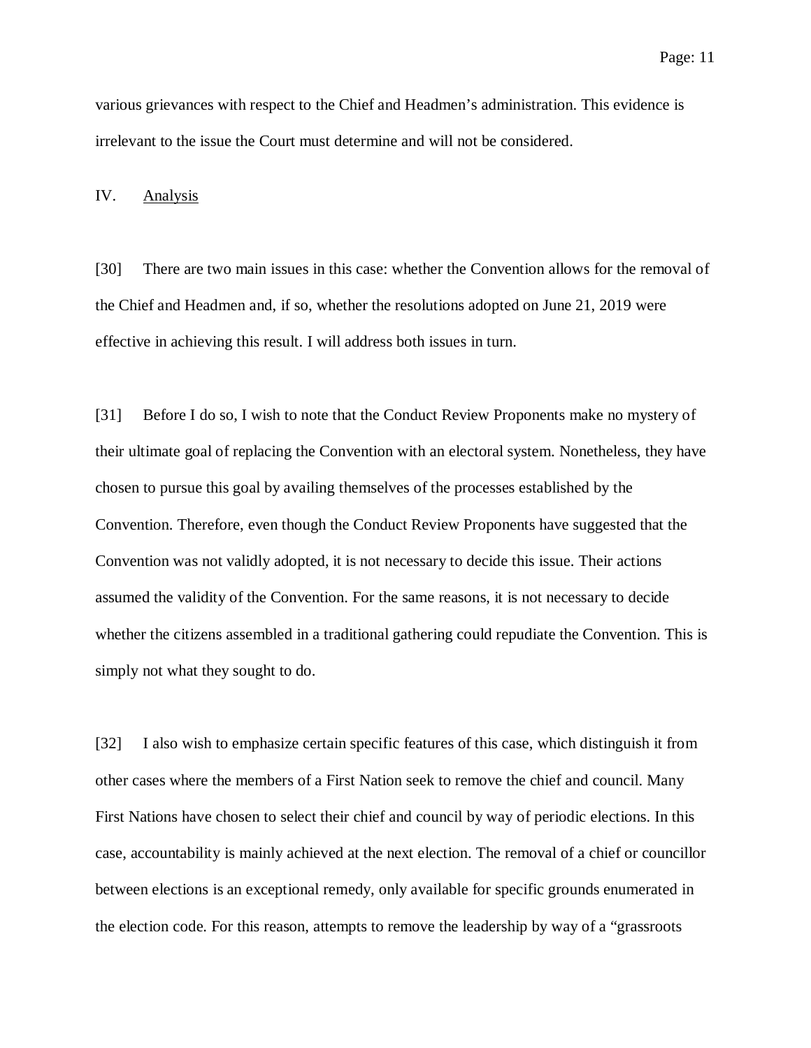various grievances with respect to the Chief and Headmen's administration. This evidence is irrelevant to the issue the Court must determine and will not be considered.

## IV. Analysis

[30] There are two main issues in this case: whether the Convention allows for the removal of the Chief and Headmen and, if so, whether the resolutions adopted on June 21, 2019 were effective in achieving this result. I will address both issues in turn.

[31] Before I do so, I wish to note that the Conduct Review Proponents make no mystery of their ultimate goal of replacing the Convention with an electoral system. Nonetheless, they have chosen to pursue this goal by availing themselves of the processes established by the Convention. Therefore, even though the Conduct Review Proponents have suggested that the Convention was not validly adopted, it is not necessary to decide this issue. Their actions assumed the validity of the Convention. For the same reasons, it is not necessary to decide whether the citizens assembled in a traditional gathering could repudiate the Convention. This is simply not what they sought to do.

[32] I also wish to emphasize certain specific features of this case, which distinguish it from other cases where the members of a First Nation seek to remove the chief and council. Many First Nations have chosen to select their chief and council by way of periodic elections. In this case, accountability is mainly achieved at the next election. The removal of a chief or councillor between elections is an exceptional remedy, only available for specific grounds enumerated in the election code. For this reason, attempts to remove the leadership by way of a "grassroots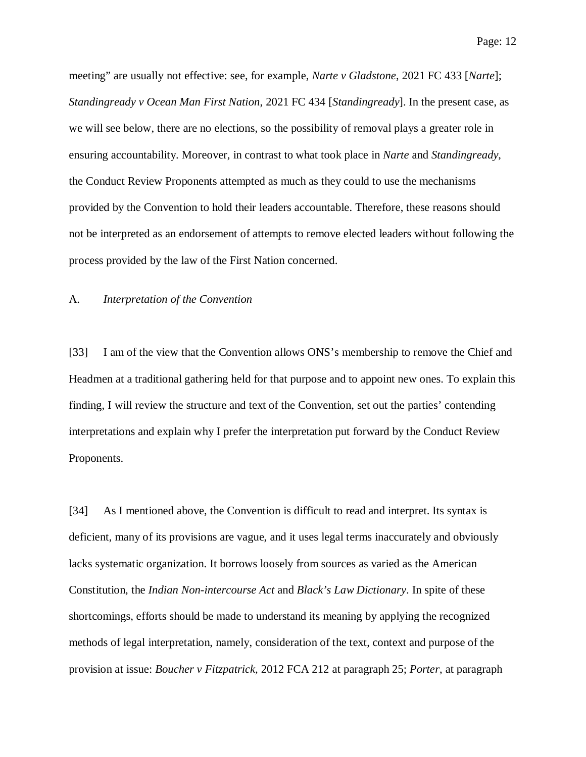meeting" are usually not effective: see, for example, *Narte v Gladstone*, 2021 FC 433 [*Narte*]; *Standingready v Ocean Man First Nation*, 2021 FC 434 [*Standingready*]. In the present case, as we will see below, there are no elections, so the possibility of removal plays a greater role in ensuring accountability. Moreover, in contrast to what took place in *Narte* and *Standingready*, the Conduct Review Proponents attempted as much as they could to use the mechanisms provided by the Convention to hold their leaders accountable. Therefore, these reasons should not be interpreted as an endorsement of attempts to remove elected leaders without following the process provided by the law of the First Nation concerned.

### A. *Interpretation of the Convention*

[33] I am of the view that the Convention allows ONS's membership to remove the Chief and Headmen at a traditional gathering held for that purpose and to appoint new ones. To explain this finding, I will review the structure and text of the Convention, set out the parties' contending interpretations and explain why I prefer the interpretation put forward by the Conduct Review Proponents.

[34] As I mentioned above, the Convention is difficult to read and interpret. Its syntax is deficient, many of its provisions are vague, and it uses legal terms inaccurately and obviously lacks systematic organization. It borrows loosely from sources as varied as the American Constitution, the *Indian Non-intercourse Act* and *Black's Law Dictionary*. In spite of these shortcomings, efforts should be made to understand its meaning by applying the recognized methods of legal interpretation, namely, consideration of the text, context and purpose of the provision at issue: *Boucher v Fitzpatrick*, 2012 FCA 212 at paragraph 25; *Porter*, at paragraph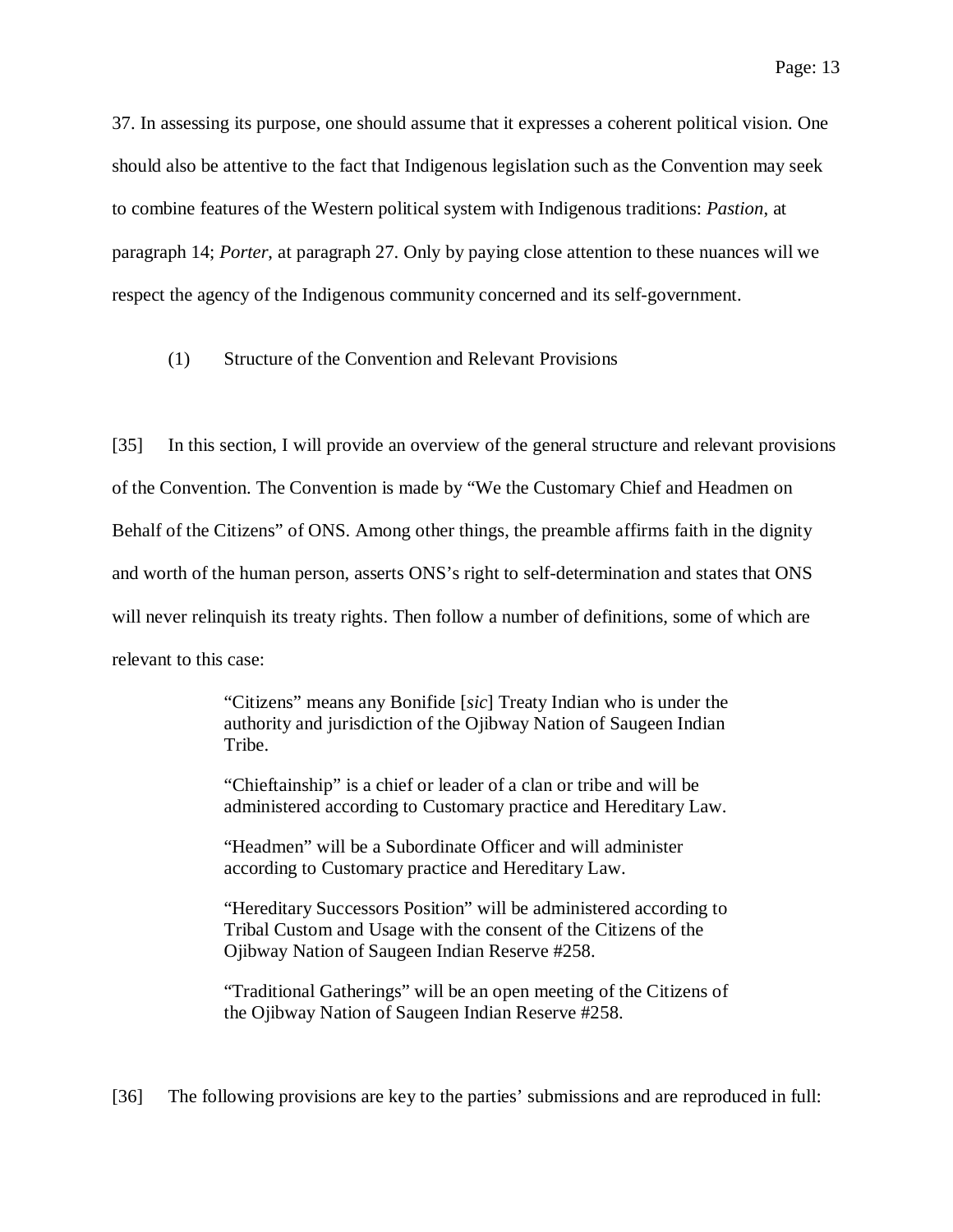37. In assessing its purpose, one should assume that it expresses a coherent political vision. One should also be attentive to the fact that Indigenous legislation such as the Convention may seek to combine features of the Western political system with Indigenous traditions: *Pastion*, at paragraph 14; *Porter*, at paragraph 27. Only by paying close attention to these nuances will we respect the agency of the Indigenous community concerned and its self-government.

(1) Structure of the Convention and Relevant Provisions

[35] In this section, I will provide an overview of the general structure and relevant provisions of the Convention. The Convention is made by "We the Customary Chief and Headmen on Behalf of the Citizens" of ONS. Among other things, the preamble affirms faith in the dignity and worth of the human person, asserts ONS's right to self-determination and states that ONS will never relinquish its treaty rights. Then follow a number of definitions, some of which are relevant to this case:

> "Citizens" means any Bonifide [*sic*] Treaty Indian who is under the authority and jurisdiction of the Ojibway Nation of Saugeen Indian Tribe.
>
> "Chieftainship" is a chief or leader of a clan or tribe and will be administered according to Customary practice and Hereditary Law.
>
> "Headmen" will be a Subordinate Officer and will administer according to Customary practice and Hereditary Law.
>
> "Hereditary Successors Position" will be administered according to Tribal Custom and Usage with the consent of the Citizens of the Ojibway Nation of Saugeen Indian Reserve #258.
>
> "Traditional Gatherings" will be an open meeting of the Citizens of the Ojibway Nation of Saugeen Indian Reserve #258.

[36] The following provisions are key to the parties' submissions and are reproduced in full: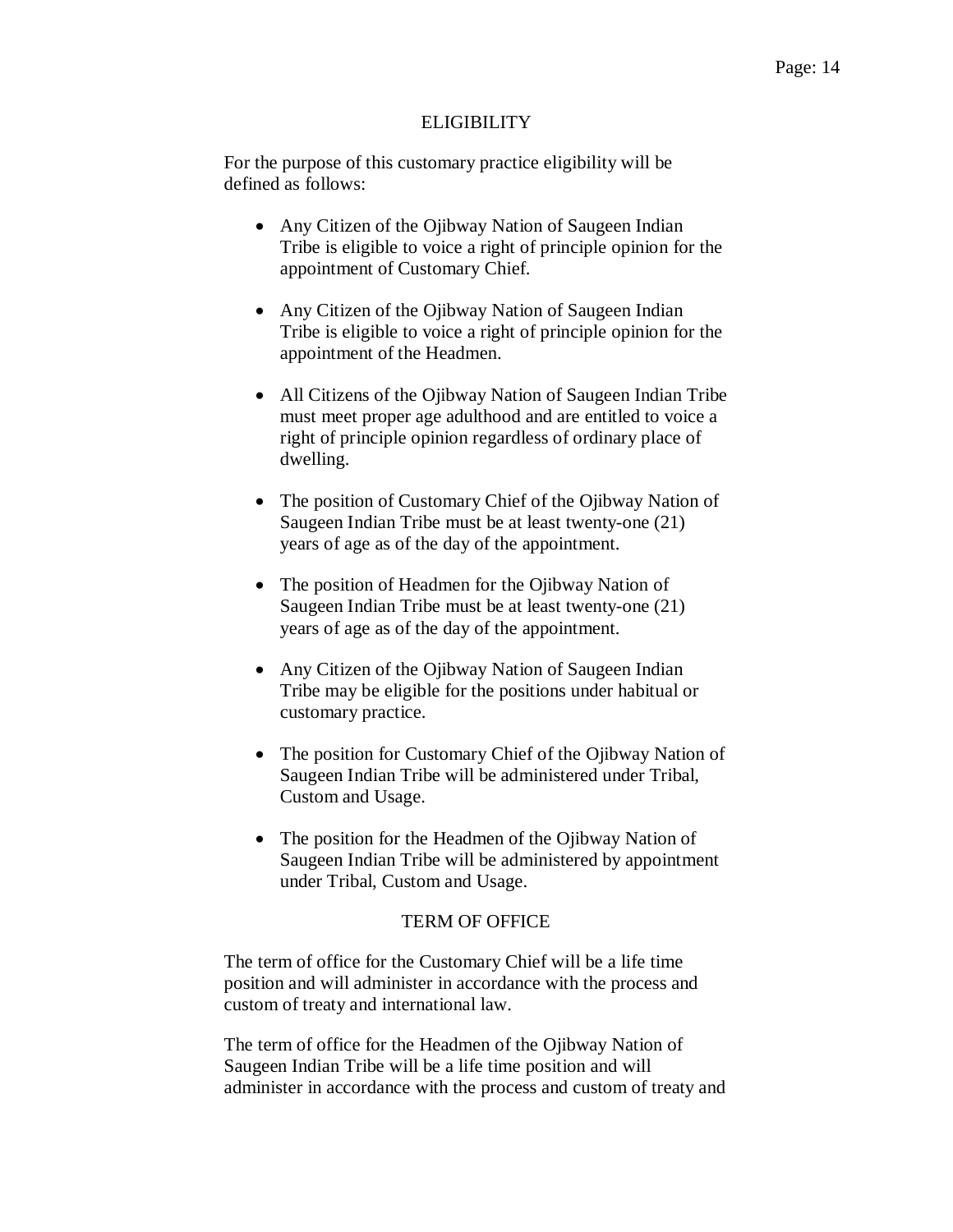## ELIGIBILITY

For the purpose of this customary practice eligibility will be defined as follows:

- Any Citizen of the Ojibway Nation of Saugeen Indian Tribe is eligible to voice a right of principle opinion for the appointment of Customary Chief.
- Any Citizen of the Ojibway Nation of Saugeen Indian Tribe is eligible to voice a right of principle opinion for the appointment of the Headmen.
- All Citizens of the Ojibway Nation of Saugeen Indian Tribe must meet proper age adulthood and are entitled to voice a right of principle opinion regardless of ordinary place of dwelling.
- The position of Customary Chief of the Ojibway Nation of Saugeen Indian Tribe must be at least twenty-one (21) years of age as of the day of the appointment.
- The position of Headmen for the Ojibway Nation of Saugeen Indian Tribe must be at least twenty-one (21) years of age as of the day of the appointment.
- Any Citizen of the Ojibway Nation of Saugeen Indian Tribe may be eligible for the positions under habitual or customary practice.
- The position for Customary Chief of the Ojibway Nation of Saugeen Indian Tribe will be administered under Tribal, Custom and Usage.
- The position for the Headmen of the Ojibway Nation of Saugeen Indian Tribe will be administered by appointment under Tribal, Custom and Usage.

## TERM OF OFFICE

The term of office for the Customary Chief will be a life time position and will administer in accordance with the process and custom of treaty and international law.

The term of office for the Headmen of the Ojibway Nation of Saugeen Indian Tribe will be a life time position and will administer in accordance with the process and custom of treaty and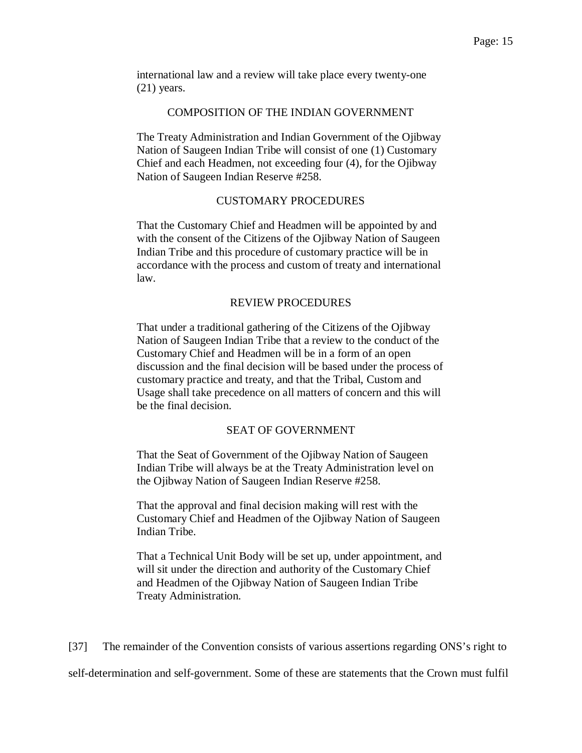> international law and a review will take place every twenty-one (21) years.
>
> COMPOSITION OF THE INDIAN GOVERNMENT
>
> The Treaty Administration and Indian Government of the Ojibway Nation of Saugeen Indian Tribe will consist of one (1) Customary Chief and each Headmen, not exceeding four (4), for the Ojibway Nation of Saugeen Indian Reserve #258.
>
> CUSTOMARY PROCEDURES
>
> That the Customary Chief and Headmen will be appointed by and with the consent of the Citizens of the Ojibway Nation of Saugeen Indian Tribe and this procedure of customary practice will be in accordance with the process and custom of treaty and international law.
>
> REVIEW PROCEDURES
>
> That under a traditional gathering of the Citizens of the Ojibway Nation of Saugeen Indian Tribe that a review to the conduct of the Customary Chief and Headmen will be in a form of an open discussion and the final decision will be based under the process of customary practice and treaty, and that the Tribal, Custom and Usage shall take precedence on all matters of concern and this will be the final decision.
>
> SEAT OF GOVERNMENT
>
> That the Seat of Government of the Ojibway Nation of Saugeen Indian Tribe will always be at the Treaty Administration level on the Ojibway Nation of Saugeen Indian Reserve #258.
>
> That the approval and final decision making will rest with the Customary Chief and Headmen of the Ojibway Nation of Saugeen Indian Tribe.
>
> That a Technical Unit Body will be set up, under appointment, and will sit under the direction and authority of the Customary Chief and Headmen of the Ojibway Nation of Saugeen Indian Tribe Treaty Administration.

[37] The remainder of the Convention consists of various assertions regarding ONS's right to self-determination and self-government. Some of these are statements that the Crown must fulfil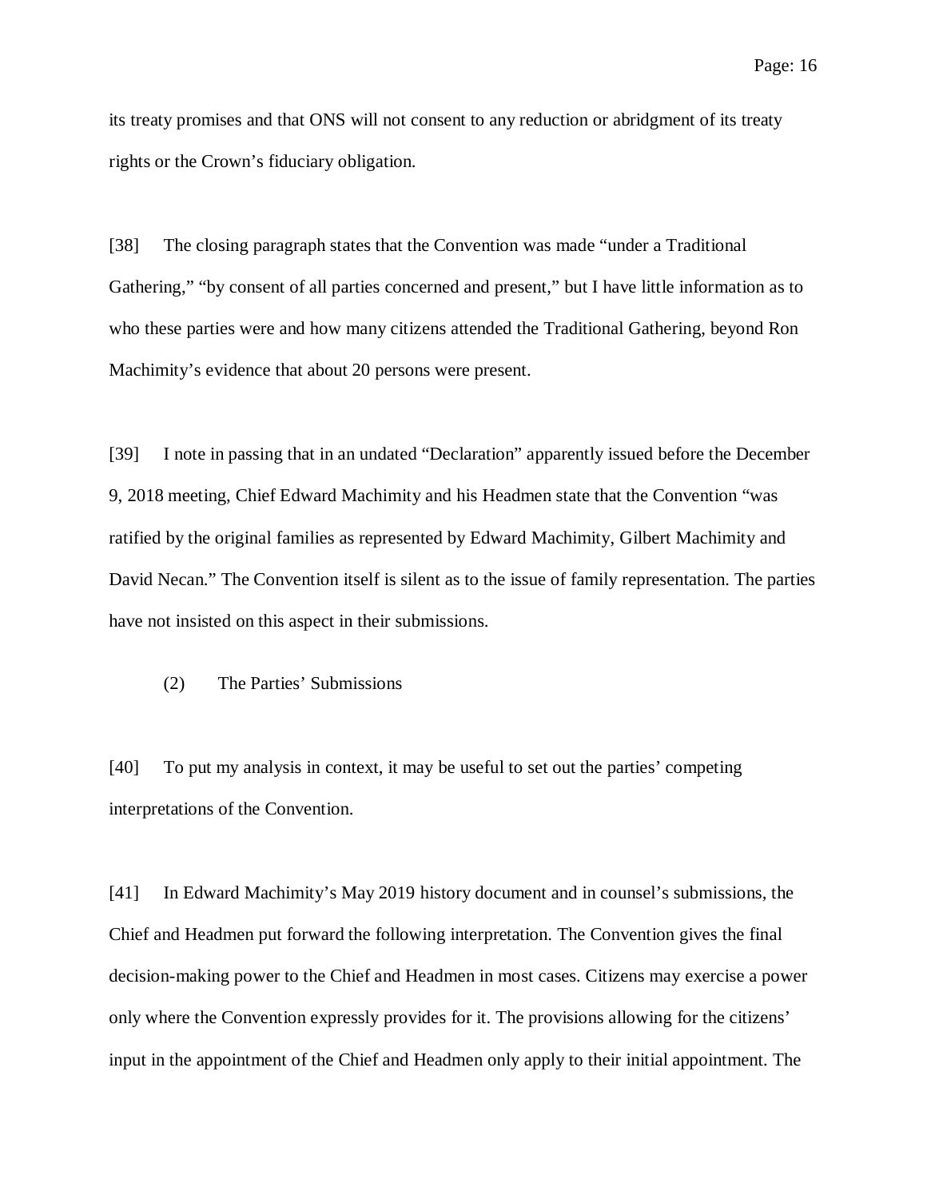its treaty promises and that ONS will not consent to any reduction or abridgment of its treaty rights or the Crown's fiduciary obligation.

[38] The closing paragraph states that the Convention was made "under a Traditional Gathering," "by consent of all parties concerned and present," but I have little information as to who these parties were and how many citizens attended the Traditional Gathering, beyond Ron Machimity's evidence that about 20 persons were present.

[39] I note in passing that in an undated "Declaration" apparently issued before the December 9, 2018 meeting, Chief Edward Machimity and his Headmen state that the Convention "was ratified by the original families as represented by Edward Machimity, Gilbert Machimity and David Necan." The Convention itself is silent as to the issue of family representation. The parties have not insisted on this aspect in their submissions.

(2) The Parties' Submissions

[40] To put my analysis in context, it may be useful to set out the parties' competing interpretations of the Convention.

[41] In Edward Machimity's May 2019 history document and in counsel's submissions, the Chief and Headmen put forward the following interpretation. The Convention gives the final decision-making power to the Chief and Headmen in most cases. Citizens may exercise a power only where the Convention expressly provides for it. The provisions allowing for the citizens' input in the appointment of the Chief and Headmen only apply to their initial appointment. The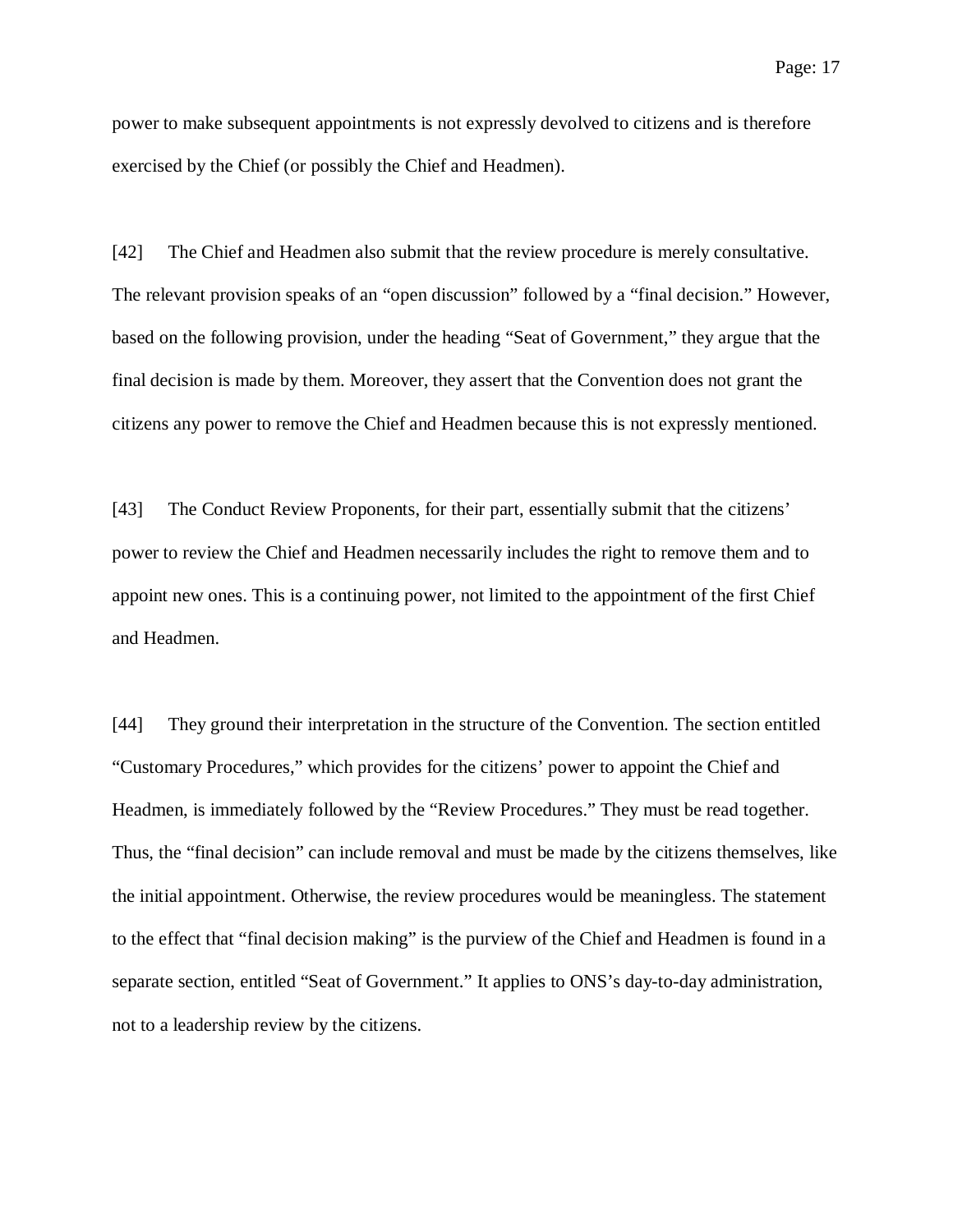power to make subsequent appointments is not expressly devolved to citizens and is therefore exercised by the Chief (or possibly the Chief and Headmen).

[42] The Chief and Headmen also submit that the review procedure is merely consultative. The relevant provision speaks of an "open discussion" followed by a "final decision." However, based on the following provision, under the heading "Seat of Government," they argue that the final decision is made by them. Moreover, they assert that the Convention does not grant the citizens any power to remove the Chief and Headmen because this is not expressly mentioned.

[43] The Conduct Review Proponents, for their part, essentially submit that the citizens' power to review the Chief and Headmen necessarily includes the right to remove them and to appoint new ones. This is a continuing power, not limited to the appointment of the first Chief and Headmen.

[44] They ground their interpretation in the structure of the Convention. The section entitled "Customary Procedures," which provides for the citizens' power to appoint the Chief and Headmen, is immediately followed by the "Review Procedures." They must be read together. Thus, the "final decision" can include removal and must be made by the citizens themselves, like the initial appointment. Otherwise, the review procedures would be meaningless. The statement to the effect that "final decision making" is the purview of the Chief and Headmen is found in a separate section, entitled "Seat of Government." It applies to ONS's day-to-day administration, not to a leadership review by the citizens.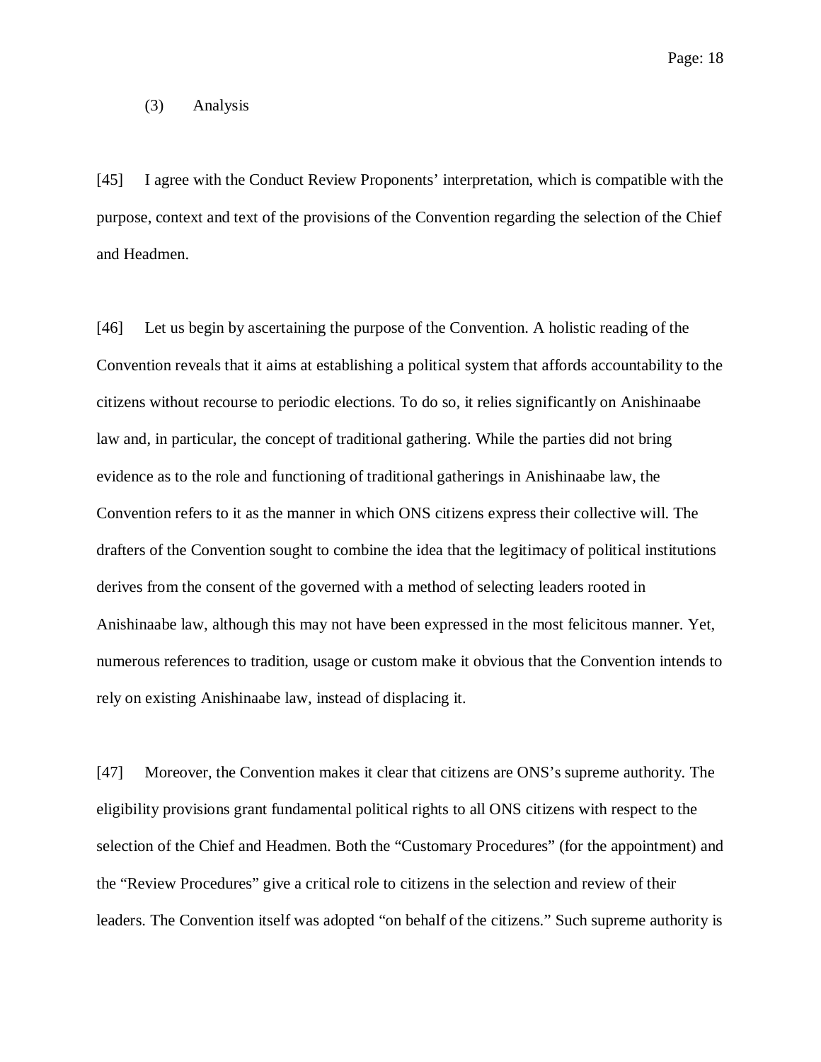### (3) Analysis

[45] I agree with the Conduct Review Proponents' interpretation, which is compatible with the purpose, context and text of the provisions of the Convention regarding the selection of the Chief and Headmen.

[46] Let us begin by ascertaining the purpose of the Convention. A holistic reading of the Convention reveals that it aims at establishing a political system that affords accountability to the citizens without recourse to periodic elections. To do so, it relies significantly on Anishinaabe law and, in particular, the concept of traditional gathering. While the parties did not bring evidence as to the role and functioning of traditional gatherings in Anishinaabe law, the Convention refers to it as the manner in which ONS citizens express their collective will. The drafters of the Convention sought to combine the idea that the legitimacy of political institutions derives from the consent of the governed with a method of selecting leaders rooted in Anishinaabe law, although this may not have been expressed in the most felicitous manner. Yet, numerous references to tradition, usage or custom make it obvious that the Convention intends to rely on existing Anishinaabe law, instead of displacing it.

[47] Moreover, the Convention makes it clear that citizens are ONS's supreme authority. The eligibility provisions grant fundamental political rights to all ONS citizens with respect to the selection of the Chief and Headmen. Both the "Customary Procedures" (for the appointment) and the "Review Procedures" give a critical role to citizens in the selection and review of their leaders. The Convention itself was adopted "on behalf of the citizens." Such supreme authority is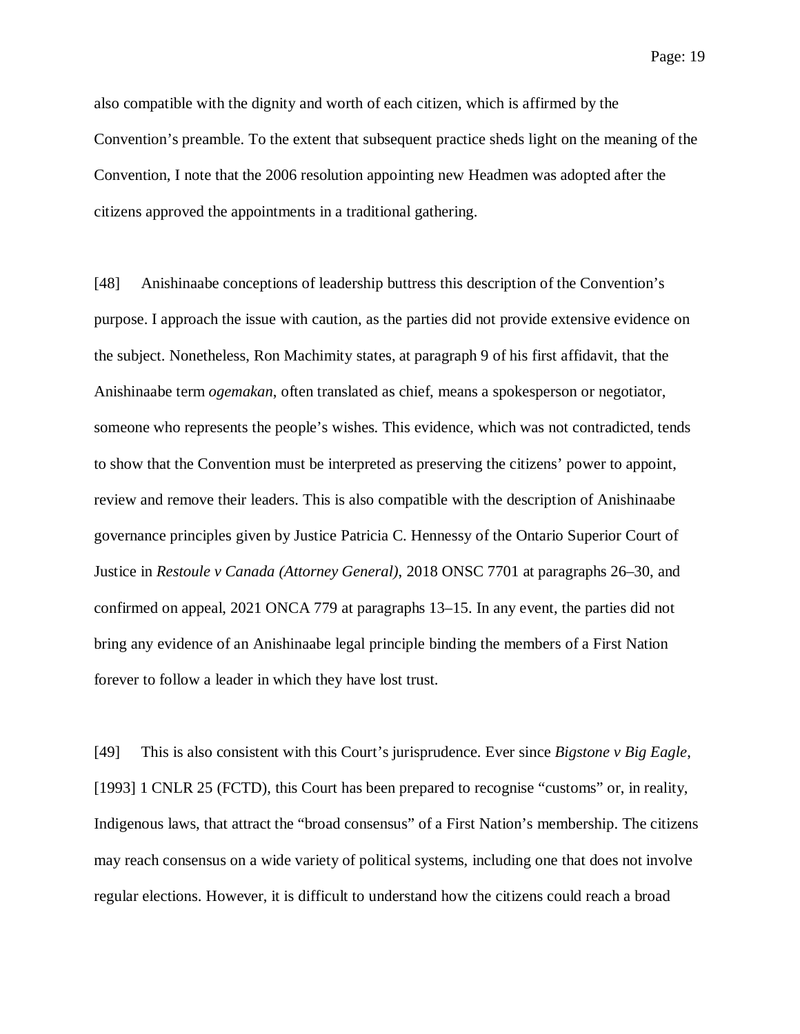also compatible with the dignity and worth of each citizen, which is affirmed by the Convention's preamble. To the extent that subsequent practice sheds light on the meaning of the Convention, I note that the 2006 resolution appointing new Headmen was adopted after the citizens approved the appointments in a traditional gathering.

[48] Anishinaabe conceptions of leadership buttress this description of the Convention's purpose. I approach the issue with caution, as the parties did not provide extensive evidence on the subject. Nonetheless, Ron Machimity states, at paragraph 9 of his first affidavit, that the Anishinaabe term *ogemakan*, often translated as chief, means a spokesperson or negotiator, someone who represents the people's wishes. This evidence, which was not contradicted, tends to show that the Convention must be interpreted as preserving the citizens' power to appoint, review and remove their leaders. This is also compatible with the description of Anishinaabe governance principles given by Justice Patricia C. Hennessy of the Ontario Superior Court of Justice in *Restoule v Canada (Attorney General)*, 2018 ONSC 7701 at paragraphs 26–30, and confirmed on appeal, 2021 ONCA 779 at paragraphs 13–15. In any event, the parties did not bring any evidence of an Anishinaabe legal principle binding the members of a First Nation forever to follow a leader in which they have lost trust.

[49] This is also consistent with this Court's jurisprudence. Ever since *Bigstone v Big Eagle*, [1993] 1 CNLR 25 (FCTD), this Court has been prepared to recognise "customs" or, in reality, Indigenous laws, that attract the "broad consensus" of a First Nation's membership. The citizens may reach consensus on a wide variety of political systems, including one that does not involve regular elections. However, it is difficult to understand how the citizens could reach a broad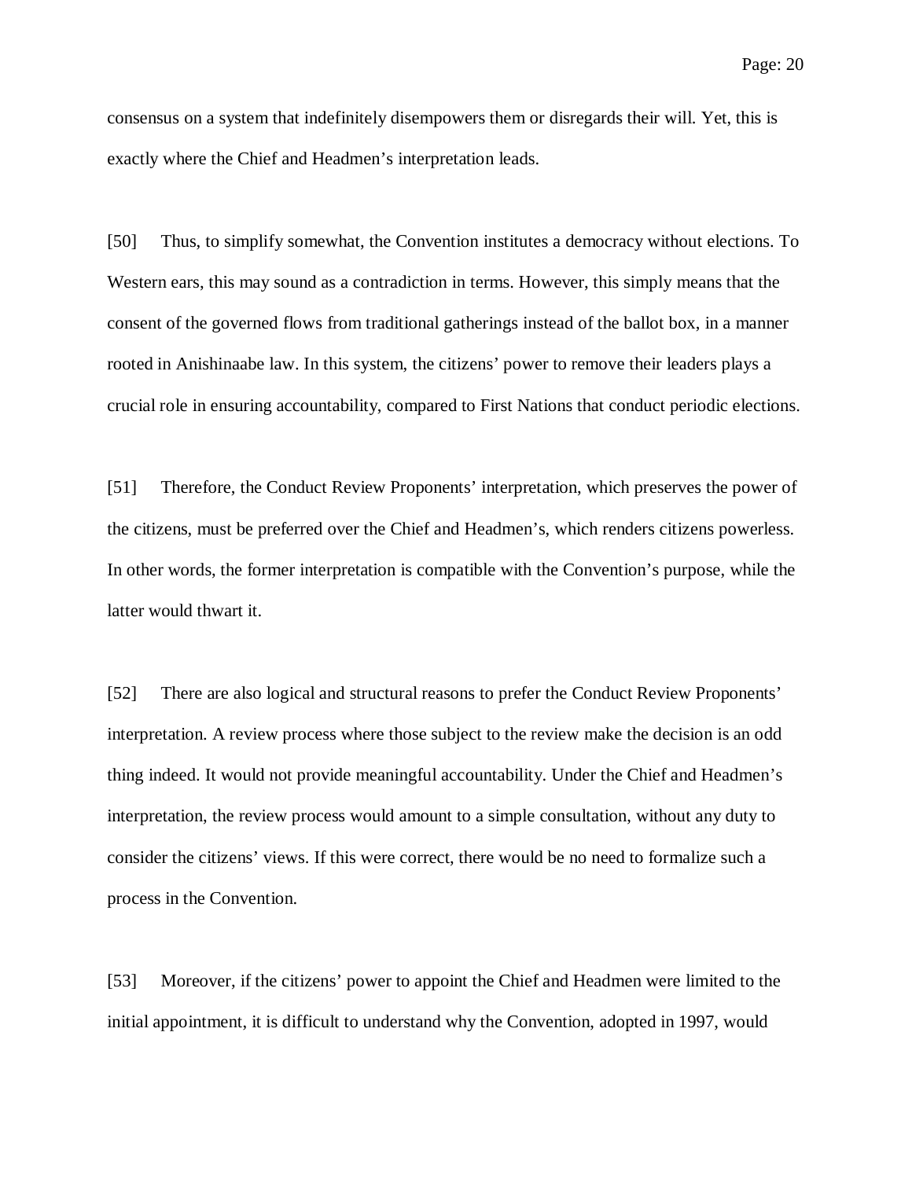consensus on a system that indefinitely disempowers them or disregards their will. Yet, this is exactly where the Chief and Headmen's interpretation leads.

[50] Thus, to simplify somewhat, the Convention institutes a democracy without elections. To Western ears, this may sound as a contradiction in terms. However, this simply means that the consent of the governed flows from traditional gatherings instead of the ballot box, in a manner rooted in Anishinaabe law. In this system, the citizens' power to remove their leaders plays a crucial role in ensuring accountability, compared to First Nations that conduct periodic elections.

[51] Therefore, the Conduct Review Proponents' interpretation, which preserves the power of the citizens, must be preferred over the Chief and Headmen's, which renders citizens powerless. In other words, the former interpretation is compatible with the Convention's purpose, while the latter would thwart it.

[52] There are also logical and structural reasons to prefer the Conduct Review Proponents' interpretation. A review process where those subject to the review make the decision is an odd thing indeed. It would not provide meaningful accountability. Under the Chief and Headmen's interpretation, the review process would amount to a simple consultation, without any duty to consider the citizens' views. If this were correct, there would be no need to formalize such a process in the Convention.

[53] Moreover, if the citizens' power to appoint the Chief and Headmen were limited to the initial appointment, it is difficult to understand why the Convention, adopted in 1997, would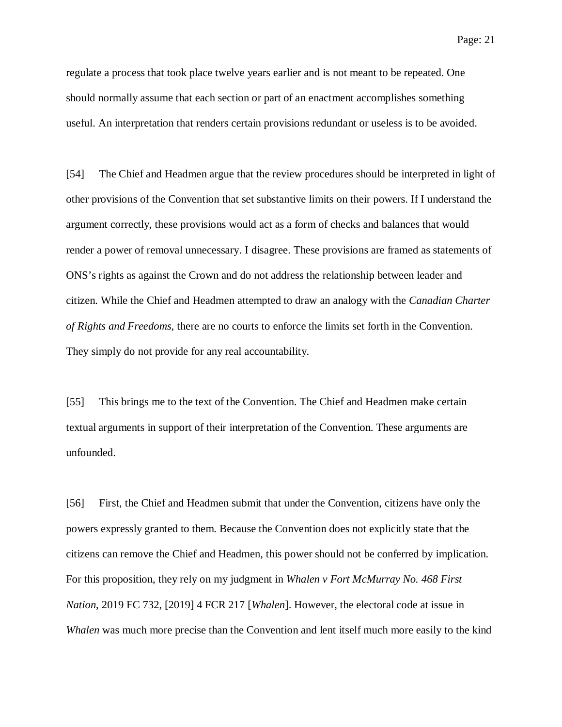regulate a process that took place twelve years earlier and is not meant to be repeated. One should normally assume that each section or part of an enactment accomplishes something useful. An interpretation that renders certain provisions redundant or useless is to be avoided.

[54] The Chief and Headmen argue that the review procedures should be interpreted in light of other provisions of the Convention that set substantive limits on their powers. If I understand the argument correctly, these provisions would act as a form of checks and balances that would render a power of removal unnecessary. I disagree. These provisions are framed as statements of ONS's rights as against the Crown and do not address the relationship between leader and citizen. While the Chief and Headmen attempted to draw an analogy with the *Canadian Charter of Rights and Freedoms*, there are no courts to enforce the limits set forth in the Convention. They simply do not provide for any real accountability.

[55] This brings me to the text of the Convention. The Chief and Headmen make certain textual arguments in support of their interpretation of the Convention. These arguments are unfounded.

[56] First, the Chief and Headmen submit that under the Convention, citizens have only the powers expressly granted to them. Because the Convention does not explicitly state that the citizens can remove the Chief and Headmen, this power should not be conferred by implication. For this proposition, they rely on my judgment in *Whalen v Fort McMurray No. 468 First Nation*, 2019 FC 732, [2019] 4 FCR 217 [*Whalen*]. However, the electoral code at issue in *Whalen* was much more precise than the Convention and lent itself much more easily to the kind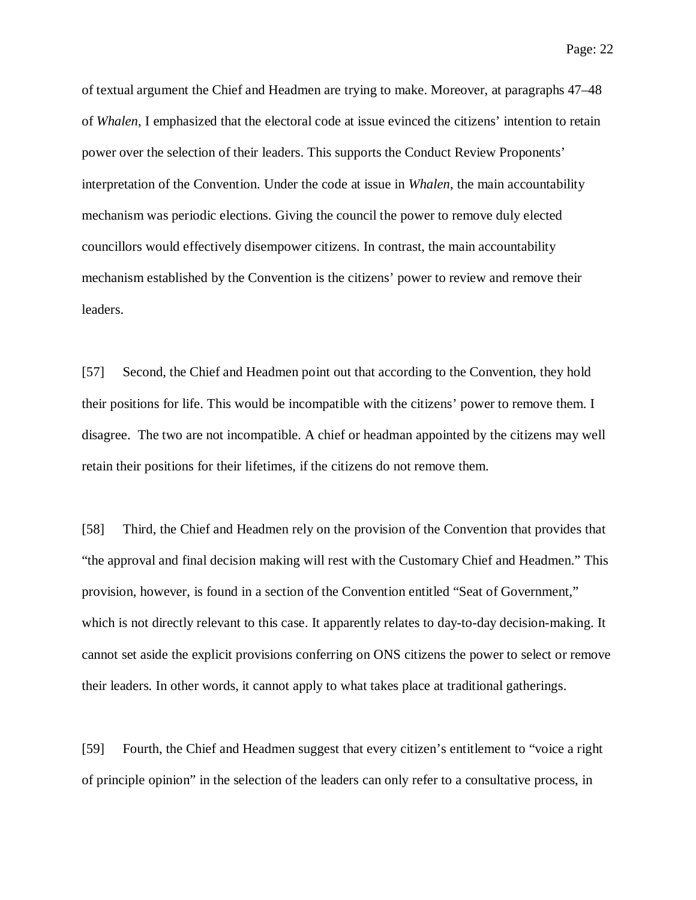of textual argument the Chief and Headmen are trying to make. Moreover, at paragraphs 47–48 of *Whalen*, I emphasized that the electoral code at issue evinced the citizens' intention to retain power over the selection of their leaders. This supports the Conduct Review Proponents' interpretation of the Convention. Under the code at issue in *Whalen*, the main accountability mechanism was periodic elections. Giving the council the power to remove duly elected councillors would effectively disempower citizens. In contrast, the main accountability mechanism established by the Convention is the citizens' power to review and remove their leaders.

[57] Second, the Chief and Headmen point out that according to the Convention, they hold their positions for life. This would be incompatible with the citizens' power to remove them. I disagree. The two are not incompatible. A chief or headman appointed by the citizens may well retain their positions for their lifetimes, if the citizens do not remove them.

[58] Third, the Chief and Headmen rely on the provision of the Convention that provides that "the approval and final decision making will rest with the Customary Chief and Headmen." This provision, however, is found in a section of the Convention entitled "Seat of Government," which is not directly relevant to this case. It apparently relates to day-to-day decision-making. It cannot set aside the explicit provisions conferring on ONS citizens the power to select or remove their leaders. In other words, it cannot apply to what takes place at traditional gatherings.

[59] Fourth, the Chief and Headmen suggest that every citizen's entitlement to "voice a right of principle opinion" in the selection of the leaders can only refer to a consultative process, in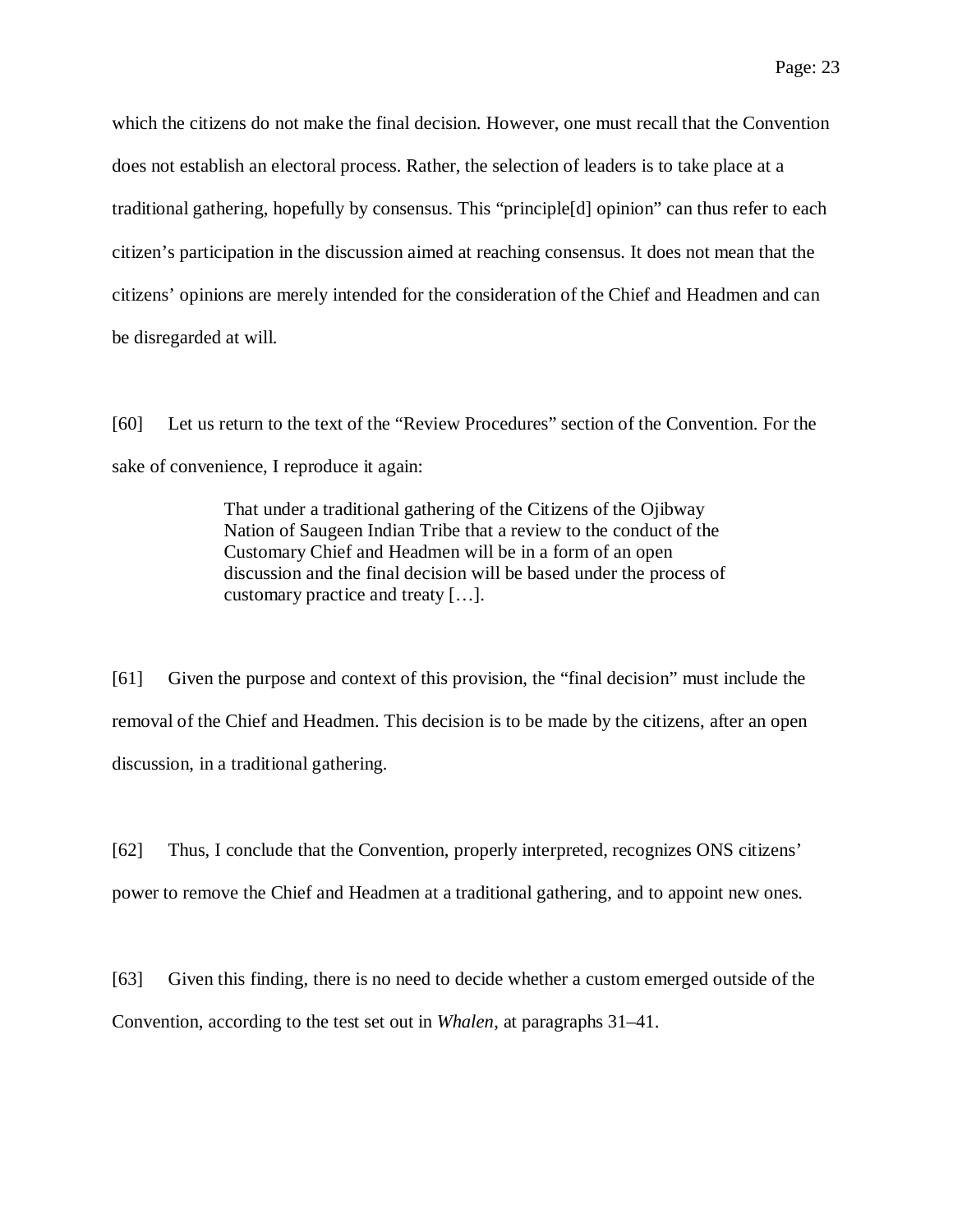which the citizens do not make the final decision. However, one must recall that the Convention does not establish an electoral process. Rather, the selection of leaders is to take place at a traditional gathering, hopefully by consensus. This "principle[d] opinion" can thus refer to each citizen's participation in the discussion aimed at reaching consensus. It does not mean that the citizens' opinions are merely intended for the consideration of the Chief and Headmen and can be disregarded at will.

[60] Let us return to the text of the "Review Procedures" section of the Convention. For the sake of convenience, I reproduce it again:

> That under a traditional gathering of the Citizens of the Ojibway Nation of Saugeen Indian Tribe that a review to the conduct of the Customary Chief and Headmen will be in a form of an open discussion and the final decision will be based under the process of customary practice and treaty […].

[61] Given the purpose and context of this provision, the "final decision" must include the removal of the Chief and Headmen. This decision is to be made by the citizens, after an open discussion, in a traditional gathering.

[62] Thus, I conclude that the Convention, properly interpreted, recognizes ONS citizens' power to remove the Chief and Headmen at a traditional gathering, and to appoint new ones.

[63] Given this finding, there is no need to decide whether a custom emerged outside of the Convention, according to the test set out in *Whalen*, at paragraphs 31–41.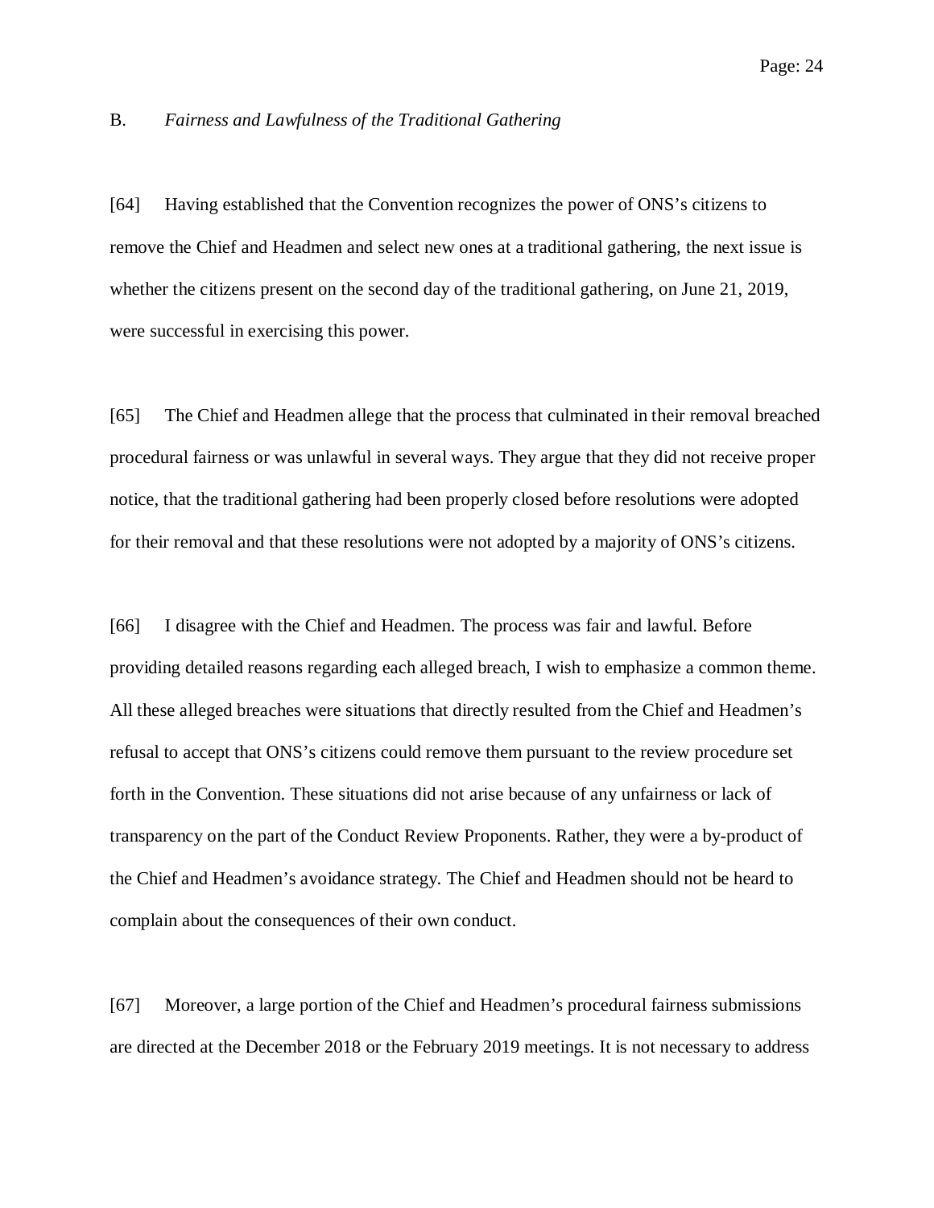### B. *Fairness and Lawfulness of the Traditional Gathering*

[64] Having established that the Convention recognizes the power of ONS's citizens to remove the Chief and Headmen and select new ones at a traditional gathering, the next issue is whether the citizens present on the second day of the traditional gathering, on June 21, 2019, were successful in exercising this power.

[65] The Chief and Headmen allege that the process that culminated in their removal breached procedural fairness or was unlawful in several ways. They argue that they did not receive proper notice, that the traditional gathering had been properly closed before resolutions were adopted for their removal and that these resolutions were not adopted by a majority of ONS's citizens.

[66] I disagree with the Chief and Headmen. The process was fair and lawful. Before providing detailed reasons regarding each alleged breach, I wish to emphasize a common theme. All these alleged breaches were situations that directly resulted from the Chief and Headmen's refusal to accept that ONS's citizens could remove them pursuant to the review procedure set forth in the Convention. These situations did not arise because of any unfairness or lack of transparency on the part of the Conduct Review Proponents. Rather, they were a by-product of the Chief and Headmen's avoidance strategy. The Chief and Headmen should not be heard to complain about the consequences of their own conduct.

[67] Moreover, a large portion of the Chief and Headmen's procedural fairness submissions are directed at the December 2018 or the February 2019 meetings. It is not necessary to address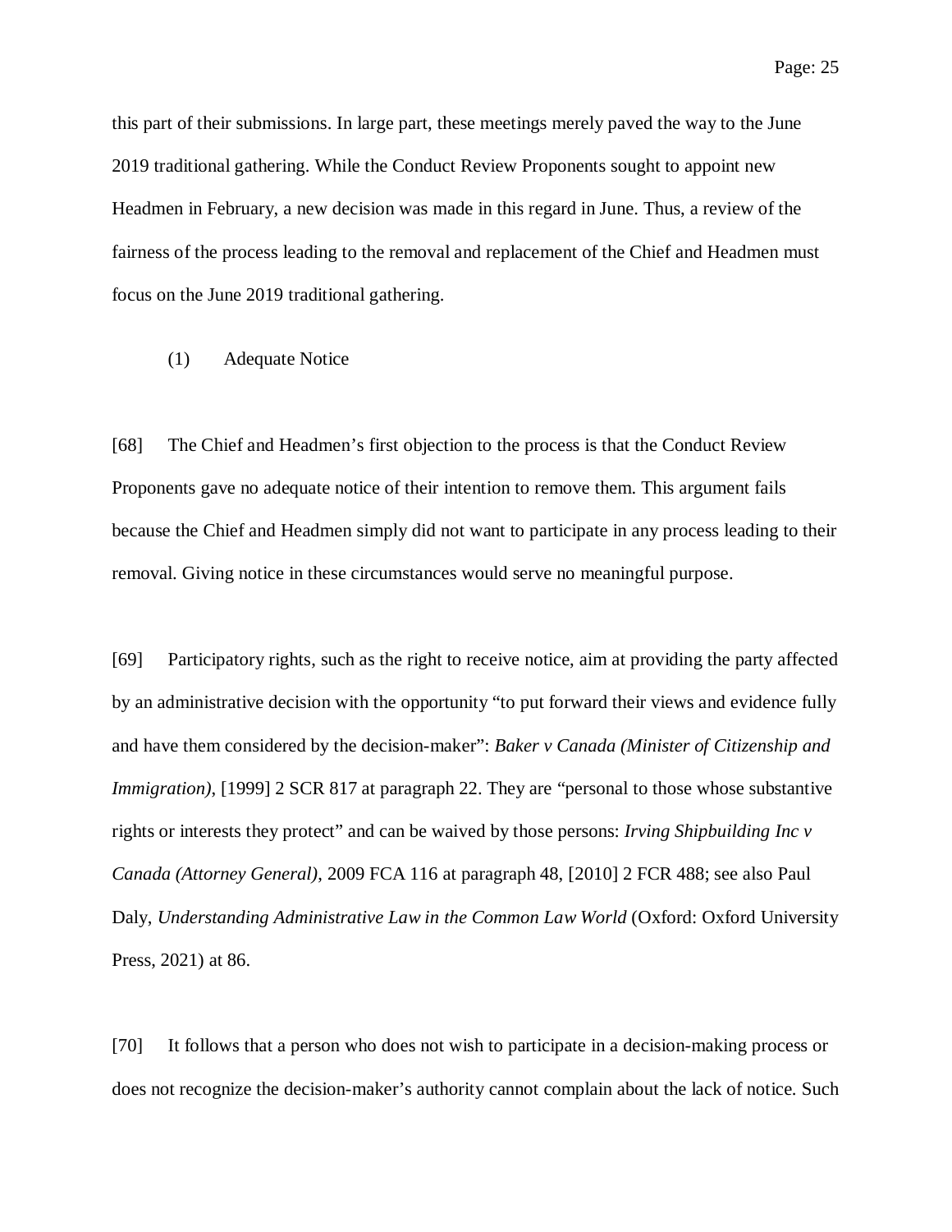this part of their submissions. In large part, these meetings merely paved the way to the June 2019 traditional gathering. While the Conduct Review Proponents sought to appoint new Headmen in February, a new decision was made in this regard in June. Thus, a review of the fairness of the process leading to the removal and replacement of the Chief and Headmen must focus on the June 2019 traditional gathering.

(1) Adequate Notice

[68] The Chief and Headmen's first objection to the process is that the Conduct Review Proponents gave no adequate notice of their intention to remove them. This argument fails because the Chief and Headmen simply did not want to participate in any process leading to their removal. Giving notice in these circumstances would serve no meaningful purpose.

[69] Participatory rights, such as the right to receive notice, aim at providing the party affected by an administrative decision with the opportunity "to put forward their views and evidence fully and have them considered by the decision-maker": *Baker v Canada (Minister of Citizenship and Immigration)*, [1999] 2 SCR 817 at paragraph 22. They are "personal to those whose substantive rights or interests they protect" and can be waived by those persons: *Irving Shipbuilding Inc v Canada (Attorney General)*, 2009 FCA 116 at paragraph 48, [2010] 2 FCR 488; see also Paul Daly, *Understanding Administrative Law in the Common Law World* (Oxford: Oxford University Press, 2021) at 86.

[70] It follows that a person who does not wish to participate in a decision-making process or does not recognize the decision-maker's authority cannot complain about the lack of notice. Such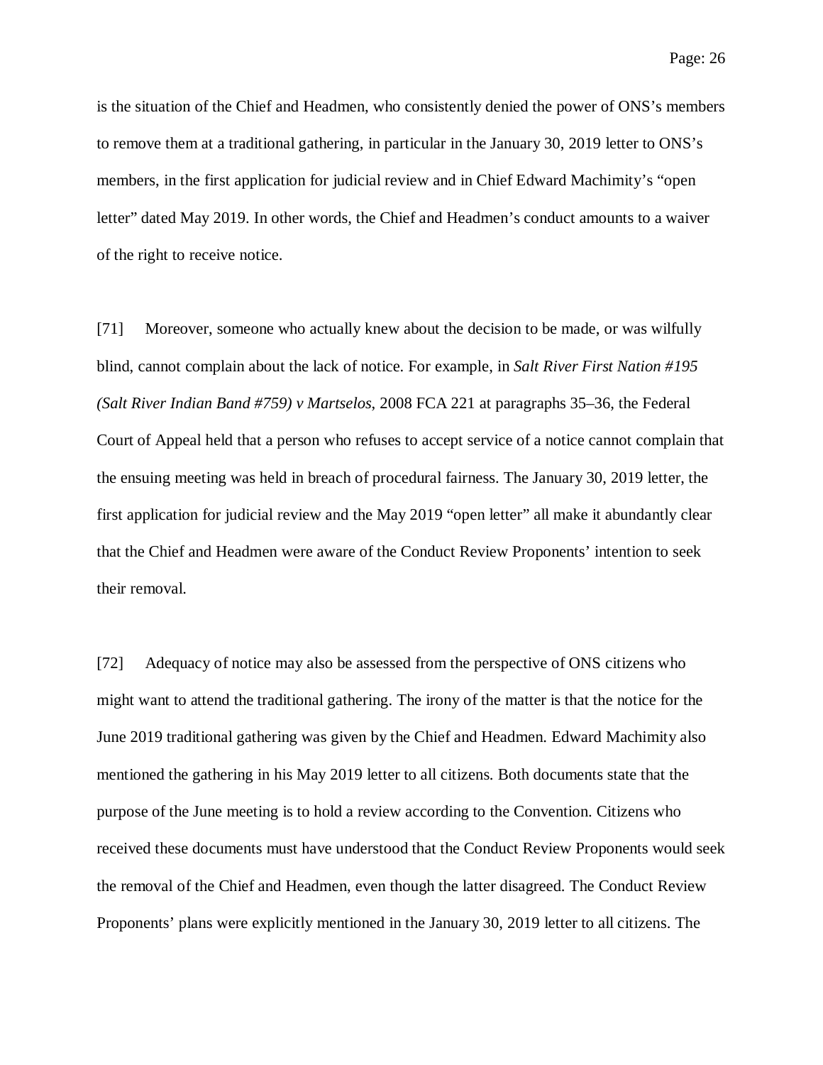is the situation of the Chief and Headmen, who consistently denied the power of ONS's members to remove them at a traditional gathering, in particular in the January 30, 2019 letter to ONS's members, in the first application for judicial review and in Chief Edward Machimity's "open letter" dated May 2019. In other words, the Chief and Headmen's conduct amounts to a waiver of the right to receive notice.

[71] Moreover, someone who actually knew about the decision to be made, or was wilfully blind, cannot complain about the lack of notice. For example, in *Salt River First Nation #195 (Salt River Indian Band #759) v Martselos*, 2008 FCA 221 at paragraphs 35–36, the Federal Court of Appeal held that a person who refuses to accept service of a notice cannot complain that the ensuing meeting was held in breach of procedural fairness. The January 30, 2019 letter, the first application for judicial review and the May 2019 "open letter" all make it abundantly clear that the Chief and Headmen were aware of the Conduct Review Proponents' intention to seek their removal.

[72] Adequacy of notice may also be assessed from the perspective of ONS citizens who might want to attend the traditional gathering. The irony of the matter is that the notice for the June 2019 traditional gathering was given by the Chief and Headmen. Edward Machimity also mentioned the gathering in his May 2019 letter to all citizens. Both documents state that the purpose of the June meeting is to hold a review according to the Convention. Citizens who received these documents must have understood that the Conduct Review Proponents would seek the removal of the Chief and Headmen, even though the latter disagreed. The Conduct Review Proponents' plans were explicitly mentioned in the January 30, 2019 letter to all citizens. The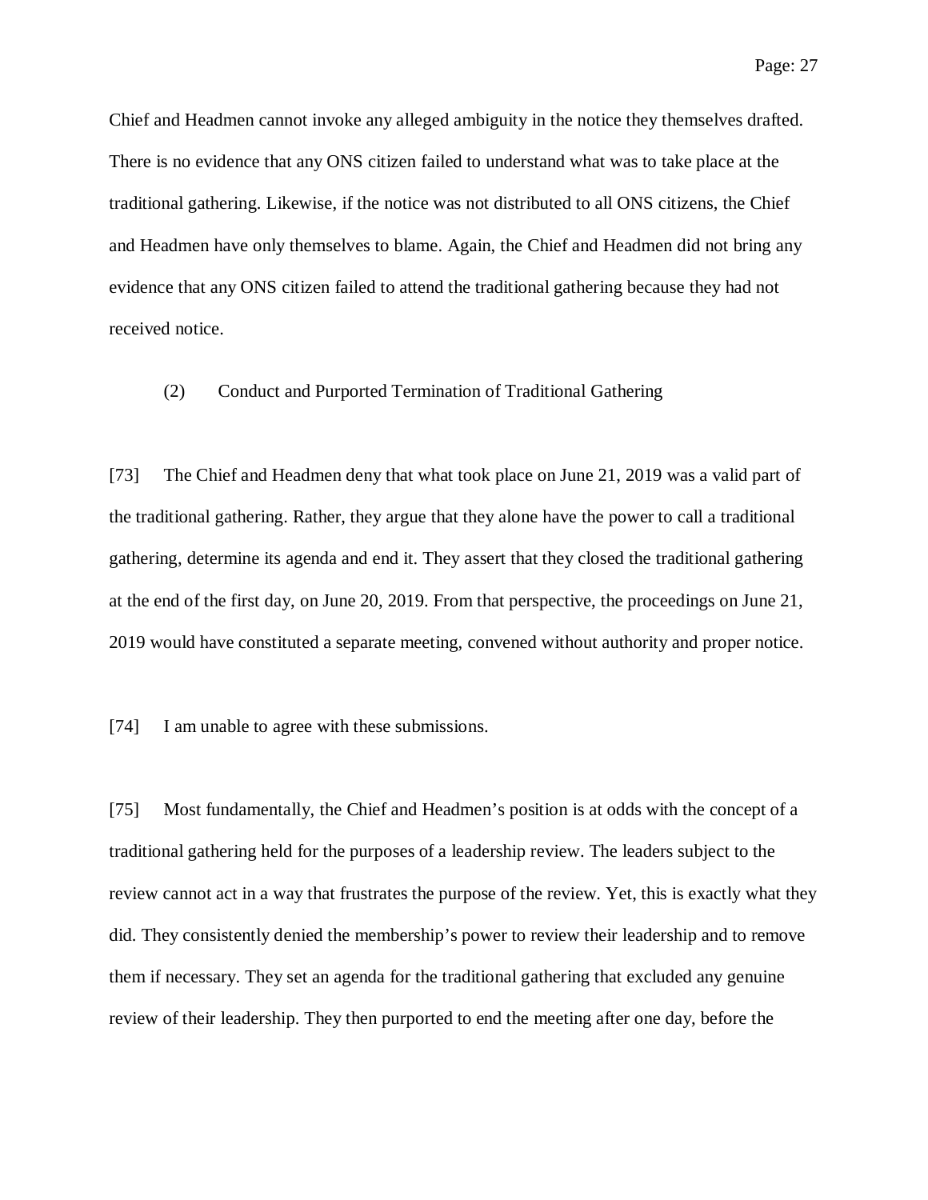Chief and Headmen cannot invoke any alleged ambiguity in the notice they themselves drafted. There is no evidence that any ONS citizen failed to understand what was to take place at the traditional gathering. Likewise, if the notice was not distributed to all ONS citizens, the Chief and Headmen have only themselves to blame. Again, the Chief and Headmen did not bring any evidence that any ONS citizen failed to attend the traditional gathering because they had not received notice.

(2) Conduct and Purported Termination of Traditional Gathering

[73] The Chief and Headmen deny that what took place on June 21, 2019 was a valid part of the traditional gathering. Rather, they argue that they alone have the power to call a traditional gathering, determine its agenda and end it. They assert that they closed the traditional gathering at the end of the first day, on June 20, 2019. From that perspective, the proceedings on June 21, 2019 would have constituted a separate meeting, convened without authority and proper notice.

[74] I am unable to agree with these submissions.

[75] Most fundamentally, the Chief and Headmen's position is at odds with the concept of a traditional gathering held for the purposes of a leadership review. The leaders subject to the review cannot act in a way that frustrates the purpose of the review. Yet, this is exactly what they did. They consistently denied the membership's power to review their leadership and to remove them if necessary. They set an agenda for the traditional gathering that excluded any genuine review of their leadership. They then purported to end the meeting after one day, before the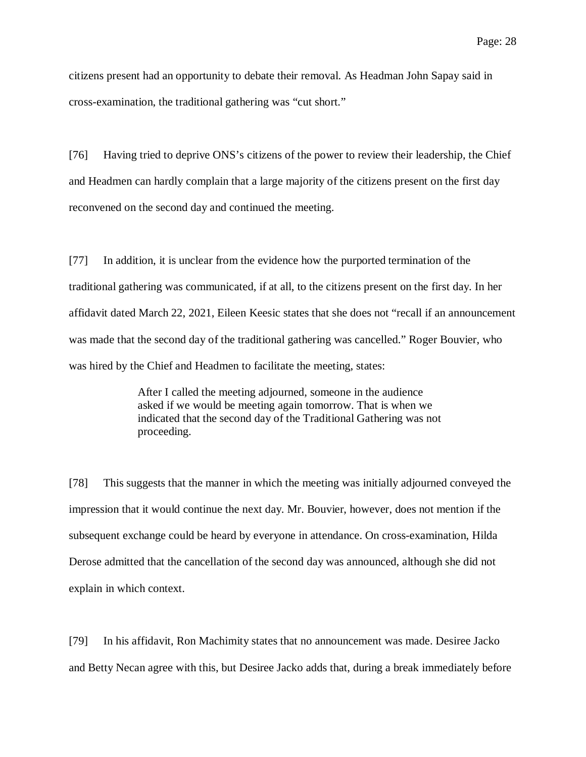citizens present had an opportunity to debate their removal. As Headman John Sapay said in cross-examination, the traditional gathering was "cut short."

[76] Having tried to deprive ONS's citizens of the power to review their leadership, the Chief and Headmen can hardly complain that a large majority of the citizens present on the first day reconvened on the second day and continued the meeting.

[77] In addition, it is unclear from the evidence how the purported termination of the traditional gathering was communicated, if at all, to the citizens present on the first day. In her affidavit dated March 22, 2021, Eileen Keesic states that she does not "recall if an announcement was made that the second day of the traditional gathering was cancelled." Roger Bouvier, who was hired by the Chief and Headmen to facilitate the meeting, states:

> After I called the meeting adjourned, someone in the audience asked if we would be meeting again tomorrow. That is when we indicated that the second day of the Traditional Gathering was not proceeding.

[78] This suggests that the manner in which the meeting was initially adjourned conveyed the impression that it would continue the next day. Mr. Bouvier, however, does not mention if the subsequent exchange could be heard by everyone in attendance. On cross-examination, Hilda Derose admitted that the cancellation of the second day was announced, although she did not explain in which context.

[79] In his affidavit, Ron Machimity states that no announcement was made. Desiree Jacko and Betty Necan agree with this, but Desiree Jacko adds that, during a break immediately before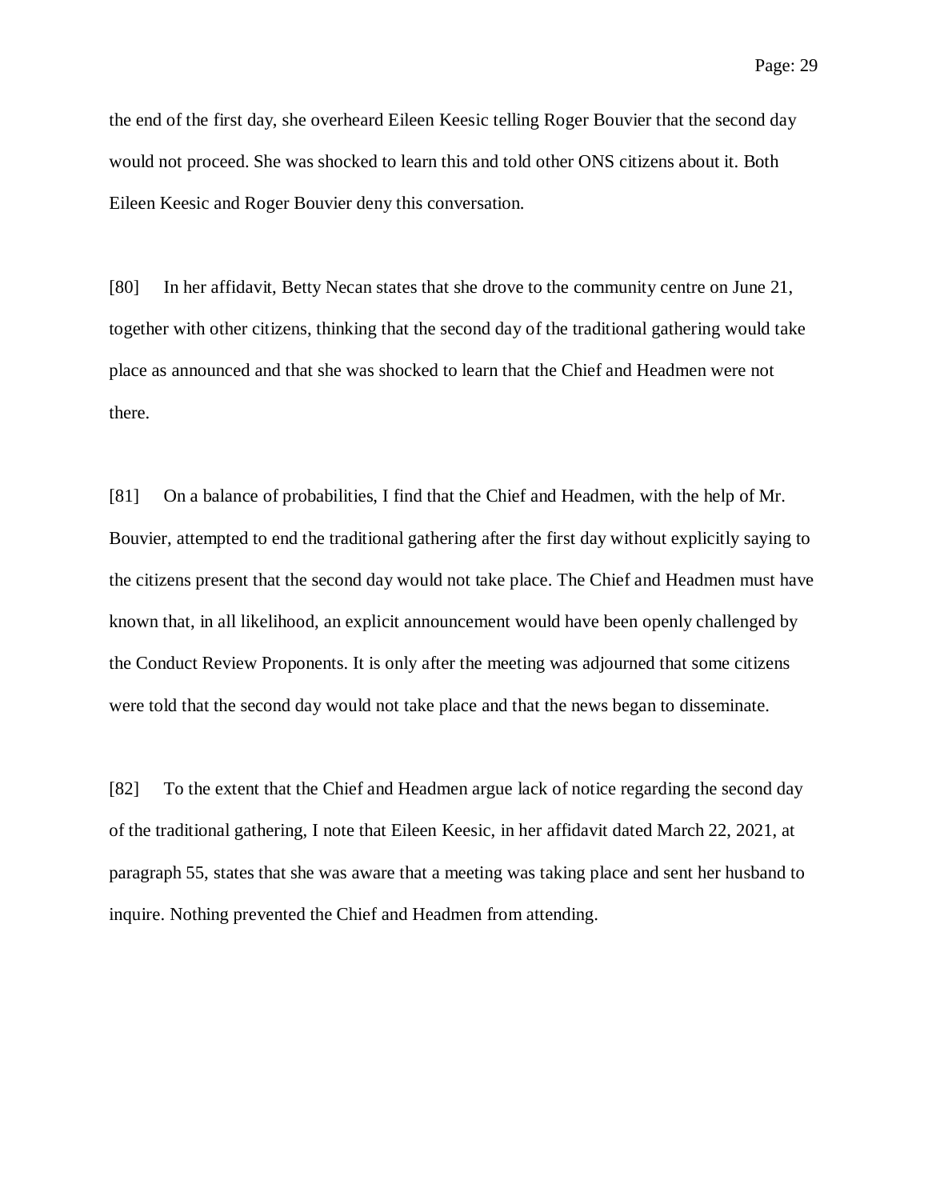the end of the first day, she overheard Eileen Keesic telling Roger Bouvier that the second day would not proceed. She was shocked to learn this and told other ONS citizens about it. Both Eileen Keesic and Roger Bouvier deny this conversation.

[80] In her affidavit, Betty Necan states that she drove to the community centre on June 21, together with other citizens, thinking that the second day of the traditional gathering would take place as announced and that she was shocked to learn that the Chief and Headmen were not there.

[81] On a balance of probabilities, I find that the Chief and Headmen, with the help of Mr. Bouvier, attempted to end the traditional gathering after the first day without explicitly saying to the citizens present that the second day would not take place. The Chief and Headmen must have known that, in all likelihood, an explicit announcement would have been openly challenged by the Conduct Review Proponents. It is only after the meeting was adjourned that some citizens were told that the second day would not take place and that the news began to disseminate.

[82] To the extent that the Chief and Headmen argue lack of notice regarding the second day of the traditional gathering, I note that Eileen Keesic, in her affidavit dated March 22, 2021, at paragraph 55, states that she was aware that a meeting was taking place and sent her husband to inquire. Nothing prevented the Chief and Headmen from attending.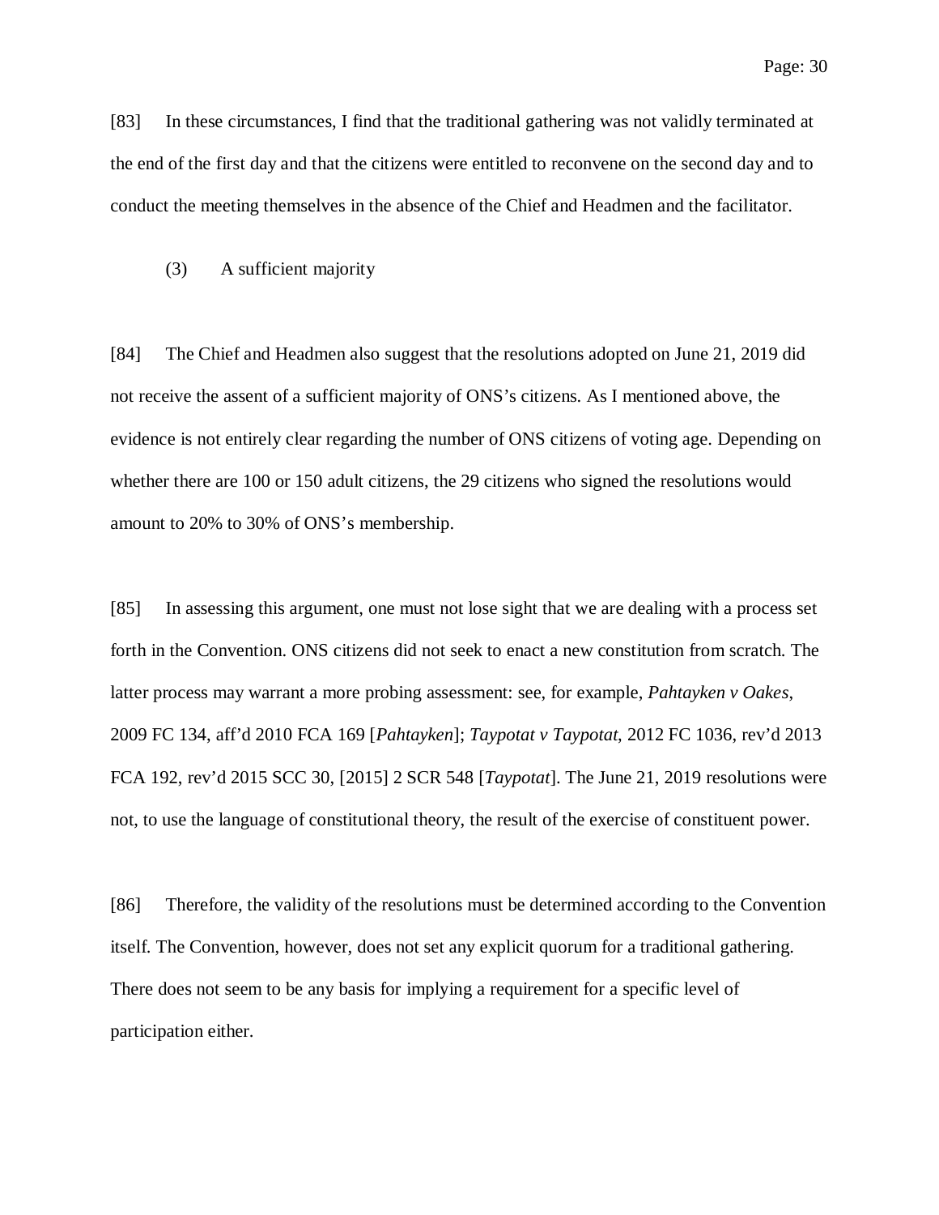[83] In these circumstances, I find that the traditional gathering was not validly terminated at the end of the first day and that the citizens were entitled to reconvene on the second day and to conduct the meeting themselves in the absence of the Chief and Headmen and the facilitator.

(3) A sufficient majority

[84] The Chief and Headmen also suggest that the resolutions adopted on June 21, 2019 did not receive the assent of a sufficient majority of ONS's citizens. As I mentioned above, the evidence is not entirely clear regarding the number of ONS citizens of voting age. Depending on whether there are 100 or 150 adult citizens, the 29 citizens who signed the resolutions would amount to 20% to 30% of ONS's membership.

[85] In assessing this argument, one must not lose sight that we are dealing with a process set forth in the Convention. ONS citizens did not seek to enact a new constitution from scratch. The latter process may warrant a more probing assessment: see, for example, *Pahtayken v Oakes*, 2009 FC 134, aff'd 2010 FCA 169 [*Pahtayken*]; *Taypotat v Taypotat*, 2012 FC 1036, rev'd 2013 FCA 192, rev'd 2015 SCC 30, [2015] 2 SCR 548 [*Taypotat*]. The June 21, 2019 resolutions were not, to use the language of constitutional theory, the result of the exercise of constituent power.

[86] Therefore, the validity of the resolutions must be determined according to the Convention itself. The Convention, however, does not set any explicit quorum for a traditional gathering. There does not seem to be any basis for implying a requirement for a specific level of participation either.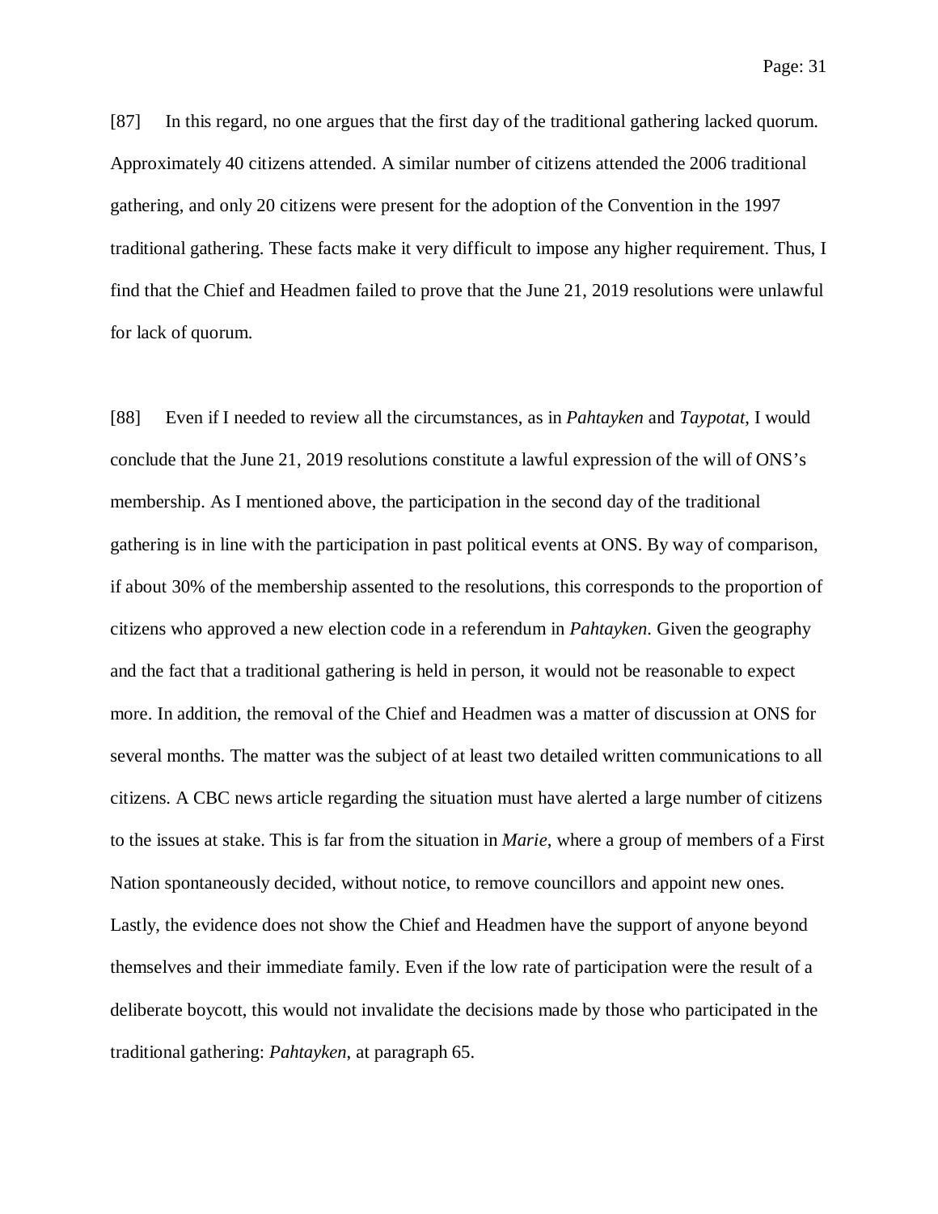[87] In this regard, no one argues that the first day of the traditional gathering lacked quorum. Approximately 40 citizens attended. A similar number of citizens attended the 2006 traditional gathering, and only 20 citizens were present for the adoption of the Convention in the 1997 traditional gathering. These facts make it very difficult to impose any higher requirement. Thus, I find that the Chief and Headmen failed to prove that the June 21, 2019 resolutions were unlawful for lack of quorum.

[88] Even if I needed to review all the circumstances, as in *Pahtayken* and *Taypotat*, I would conclude that the June 21, 2019 resolutions constitute a lawful expression of the will of ONS's membership. As I mentioned above, the participation in the second day of the traditional gathering is in line with the participation in past political events at ONS. By way of comparison, if about 30% of the membership assented to the resolutions, this corresponds to the proportion of citizens who approved a new election code in a referendum in *Pahtayken*. Given the geography and the fact that a traditional gathering is held in person, it would not be reasonable to expect more. In addition, the removal of the Chief and Headmen was a matter of discussion at ONS for several months. The matter was the subject of at least two detailed written communications to all citizens. A CBC news article regarding the situation must have alerted a large number of citizens to the issues at stake. This is far from the situation in *Marie*, where a group of members of a First Nation spontaneously decided, without notice, to remove councillors and appoint new ones. Lastly, the evidence does not show the Chief and Headmen have the support of anyone beyond themselves and their immediate family. Even if the low rate of participation were the result of a deliberate boycott, this would not invalidate the decisions made by those who participated in the traditional gathering: *Pahtayken*, at paragraph 65.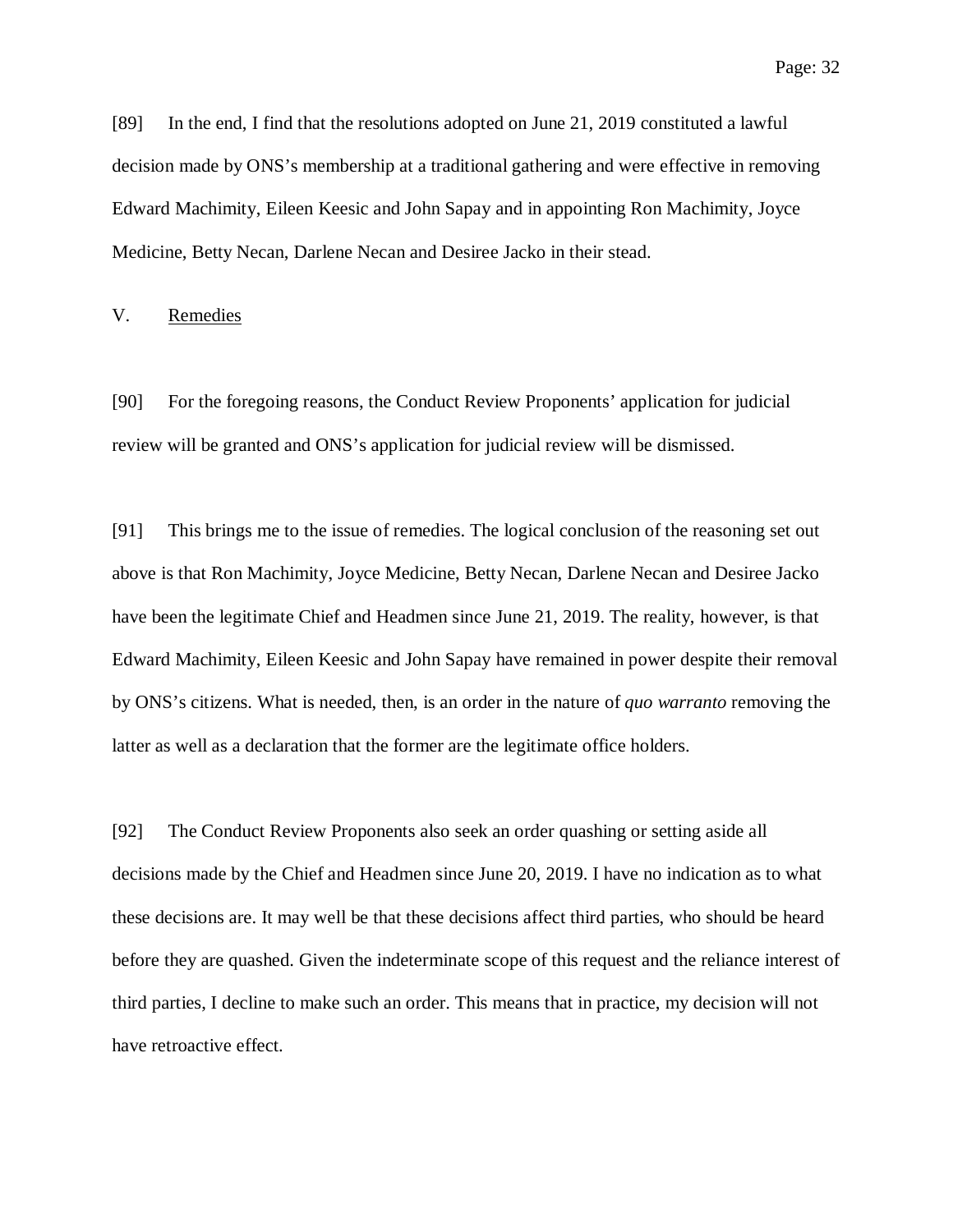[89] In the end, I find that the resolutions adopted on June 21, 2019 constituted a lawful decision made by ONS's membership at a traditional gathering and were effective in removing Edward Machimity, Eileen Keesic and John Sapay and in appointing Ron Machimity, Joyce Medicine, Betty Necan, Darlene Necan and Desiree Jacko in their stead.

## V. Remedies

[90] For the foregoing reasons, the Conduct Review Proponents' application for judicial review will be granted and ONS's application for judicial review will be dismissed.

[91] This brings me to the issue of remedies. The logical conclusion of the reasoning set out above is that Ron Machimity, Joyce Medicine, Betty Necan, Darlene Necan and Desiree Jacko have been the legitimate Chief and Headmen since June 21, 2019. The reality, however, is that Edward Machimity, Eileen Keesic and John Sapay have remained in power despite their removal by ONS's citizens. What is needed, then, is an order in the nature of *quo warranto* removing the latter as well as a declaration that the former are the legitimate office holders.

[92] The Conduct Review Proponents also seek an order quashing or setting aside all decisions made by the Chief and Headmen since June 20, 2019. I have no indication as to what these decisions are. It may well be that these decisions affect third parties, who should be heard before they are quashed. Given the indeterminate scope of this request and the reliance interest of third parties, I decline to make such an order. This means that in practice, my decision will not have retroactive effect.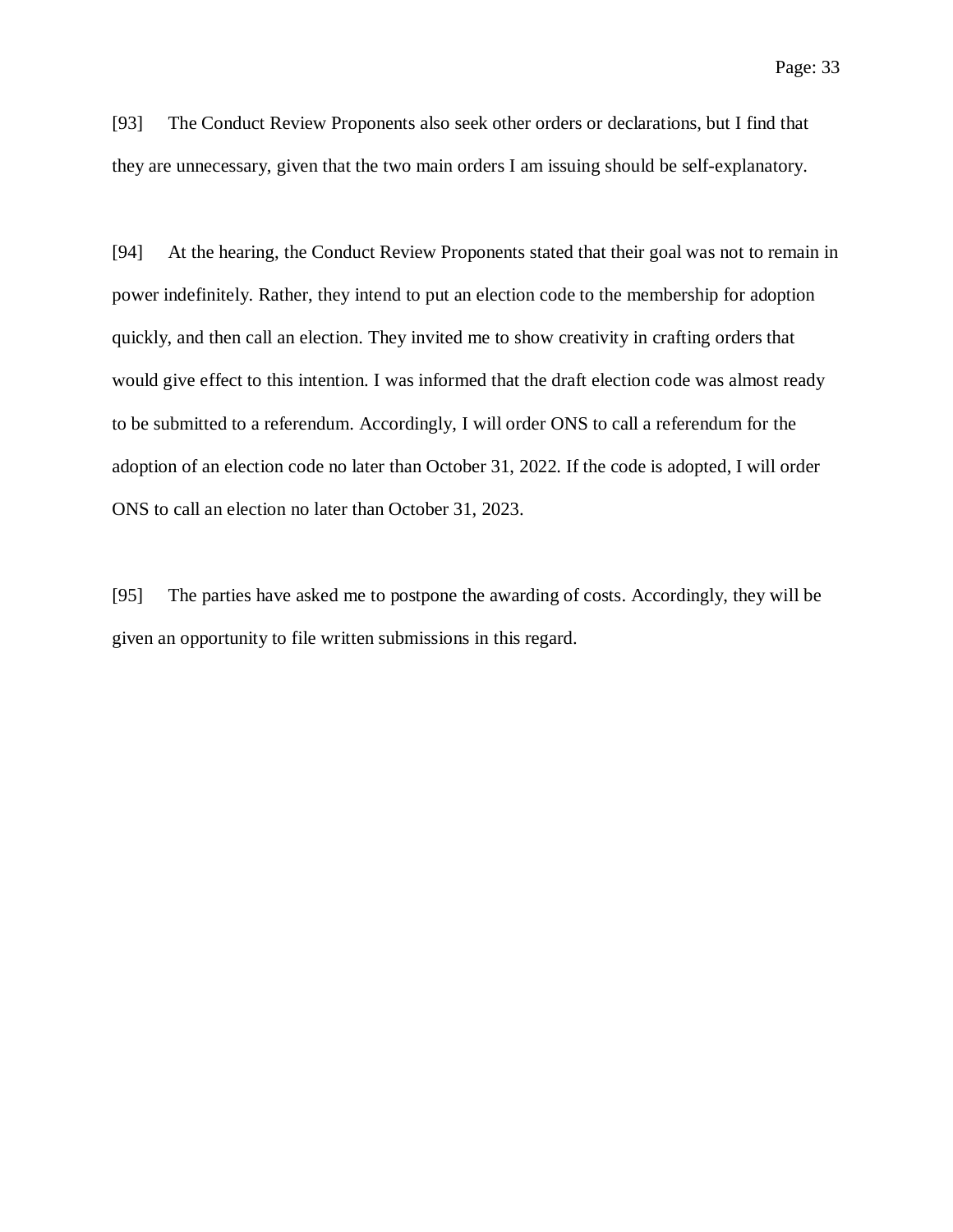[93] The Conduct Review Proponents also seek other orders or declarations, but I find that they are unnecessary, given that the two main orders I am issuing should be self-explanatory.

[94] At the hearing, the Conduct Review Proponents stated that their goal was not to remain in power indefinitely. Rather, they intend to put an election code to the membership for adoption quickly, and then call an election. They invited me to show creativity in crafting orders that would give effect to this intention. I was informed that the draft election code was almost ready to be submitted to a referendum. Accordingly, I will order ONS to call a referendum for the adoption of an election code no later than October 31, 2022. If the code is adopted, I will order ONS to call an election no later than October 31, 2023.

[95] The parties have asked me to postpone the awarding of costs. Accordingly, they will be given an opportunity to file written submissions in this regard.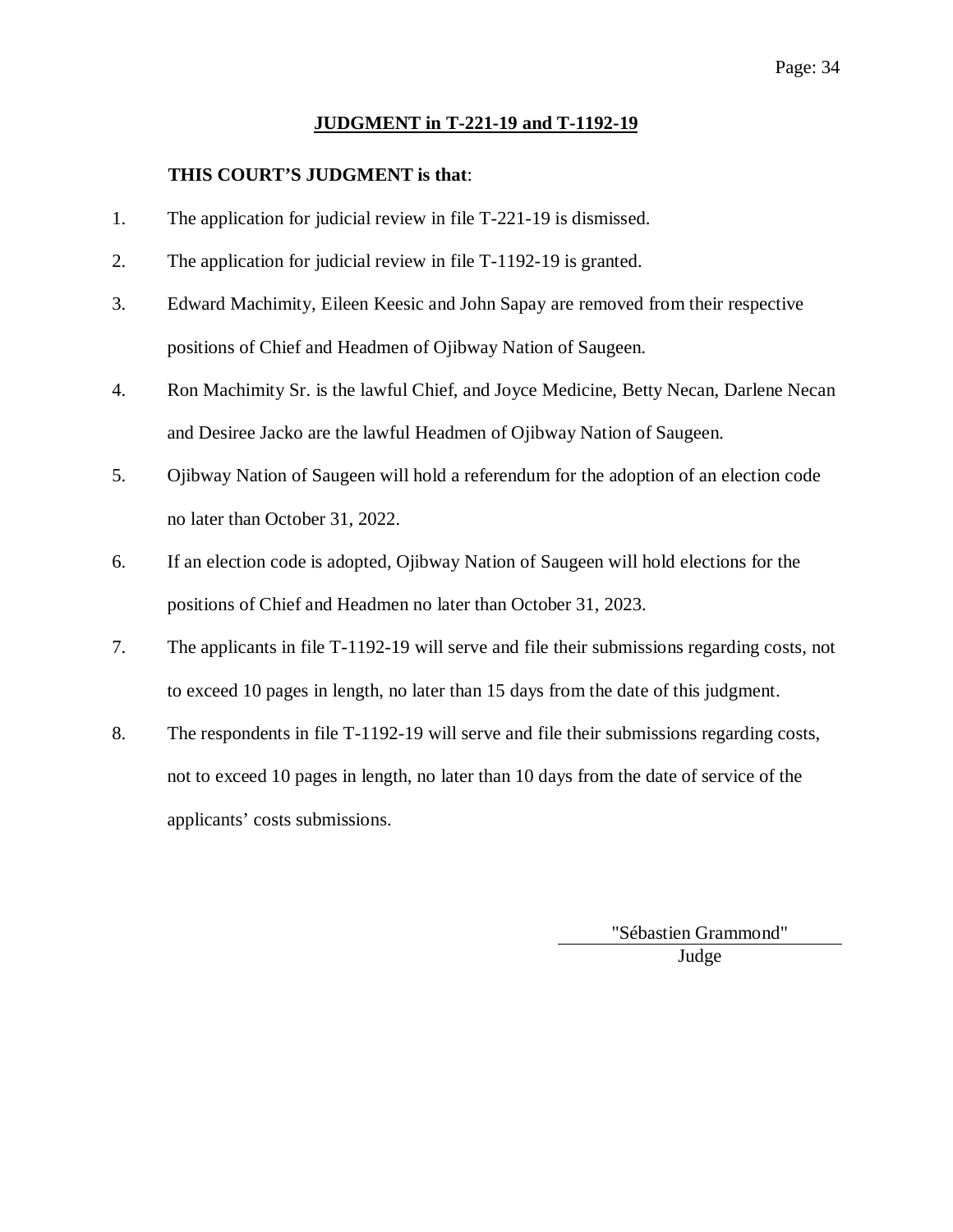## JUDGMENT in T-221-19 and T-1192-19

**THIS COURT'S JUDGMENT is that**:

1. The application for judicial review in file T-221-19 is dismissed.
2. The application for judicial review in file T-1192-19 is granted.
3. Edward Machimity, Eileen Keesic and John Sapay are removed from their respective positions of Chief and Headmen of Ojibway Nation of Saugeen.
4. Ron Machimity Sr. is the lawful Chief, and Joyce Medicine, Betty Necan, Darlene Necan and Desiree Jacko are the lawful Headmen of Ojibway Nation of Saugeen.
5. Ojibway Nation of Saugeen will hold a referendum for the adoption of an election code no later than October 31, 2022.
6. If an election code is adopted, Ojibway Nation of Saugeen will hold elections for the positions of Chief and Headmen no later than October 31, 2023.
7. The applicants in file T-1192-19 will serve and file their submissions regarding costs, not to exceed 10 pages in length, no later than 15 days from the date of this judgment.
8. The respondents in file T-1192-19 will serve and file their submissions regarding costs, not to exceed 10 pages in length, no later than 10 days from the date of service of the applicants' costs submissions.

"Sébastien Grammond"

Judge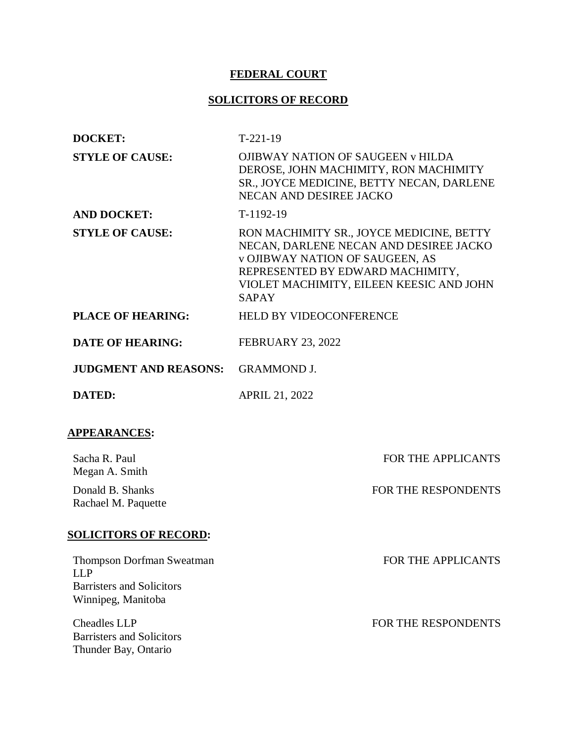**FEDERAL COURT**

**SOLICITORS OF RECORD**

| | |
|---|---|
| **DOCKET:** | T-221-19 |
| **STYLE OF CAUSE:** | OJIBWAY NATION OF SAUGEEN v HILDA DEROSE, JOHN MACHIMITY, RON MACHIMITY SR., JOYCE MEDICINE, BETTY NECAN, DARLENE NECAN AND DESIREE JACKO |
| **AND DOCKET:** | T-1192-19 |
| **STYLE OF CAUSE:** | RON MACHIMITY SR., JOYCE MEDICINE, BETTY NECAN, DARLENE NECAN AND DESIREE JACKO v OJIBWAY NATION OF SAUGEEN, AS REPRESENTED BY EDWARD MACHIMITY, VIOLET MACHIMITY, EILEEN KEESIC AND JOHN SAPAY |
| **PLACE OF HEARING:** | HELD BY VIDEOCONFERENCE |
| **DATE OF HEARING:** | FEBRUARY 23, 2022 |
| **JUDGMENT AND REASONS:** | GRAMMOND J. |
| **DATED:** | APRIL 21, 2022 |

**APPEARANCES:**

| | |
|---|---|
| Sacha R. Paul<br>Megan A. Smith | FOR THE APPLICANTS |
| Donald B. Shanks<br>Rachael M. Paquette | FOR THE RESPONDENTS |

**SOLICITORS OF RECORD:**

| | |
|---|---|
| Thompson Dorfman Sweatman LLP<br>Barristers and Solicitors<br>Winnipeg, Manitoba | FOR THE APPLICANTS |
| Cheadles LLP<br>Barristers and Solicitors<br>Thunder Bay, Ontario | FOR THE RESPONDENTS |